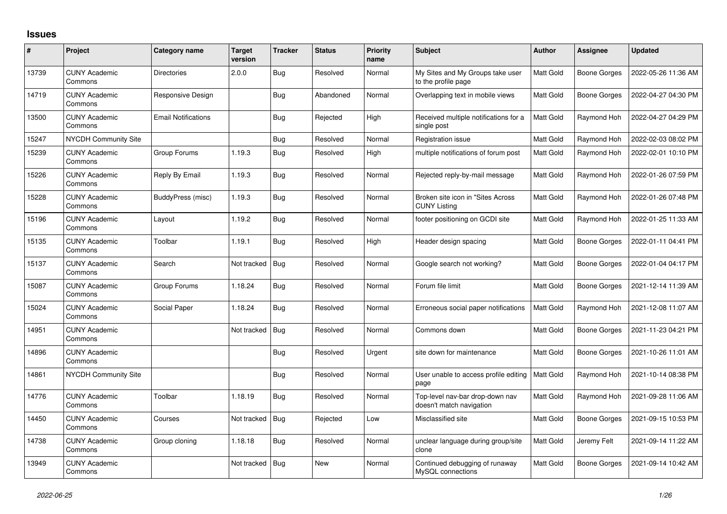## Issues

| # | Project | Category name | Target version | Tracker | Status | Priority name | Subject | Author | Assignee | Updated |
|---|---|---|---|---|---|---|---|---|---|---|
| 13739 | CUNY Academic Commons | Directories | 2.0.0 | Bug | Resolved | Normal | My Sites and My Groups take user to the profile page | Matt Gold | Boone Gorges | 2022-05-26 11:36 AM |
| 14719 | CUNY Academic Commons | Responsive Design | | Bug | Abandoned | Normal | Overlapping text in mobile views | Matt Gold | Boone Gorges | 2022-04-27 04:30 PM |
| 13500 | CUNY Academic Commons | Email Notifications | | Bug | Rejected | High | Received multiple notifications for a single post | Matt Gold | Raymond Hoh | 2022-04-27 04:29 PM |
| 15247 | NYCDH Community Site | | | Bug | Resolved | Normal | Registration issue | Matt Gold | Raymond Hoh | 2022-02-03 08:02 PM |
| 15239 | CUNY Academic Commons | Group Forums | 1.19.3 | Bug | Resolved | High | multiple notifications of forum post | Matt Gold | Raymond Hoh | 2022-02-01 10:10 PM |
| 15226 | CUNY Academic Commons | Reply By Email | 1.19.3 | Bug | Resolved | Normal | Rejected reply-by-mail message | Matt Gold | Raymond Hoh | 2022-01-26 07:59 PM |
| 15228 | CUNY Academic Commons | BuddyPress (misc) | 1.19.3 | Bug | Resolved | Normal | Broken site icon in "Sites Across CUNY Listing | Matt Gold | Raymond Hoh | 2022-01-26 07:48 PM |
| 15196 | CUNY Academic Commons | Layout | 1.19.2 | Bug | Resolved | Normal | footer positioning on GCDI site | Matt Gold | Raymond Hoh | 2022-01-25 11:33 AM |
| 15135 | CUNY Academic Commons | Toolbar | 1.19.1 | Bug | Resolved | High | Header design spacing | Matt Gold | Boone Gorges | 2022-01-11 04:41 PM |
| 15137 | CUNY Academic Commons | Search | Not tracked | Bug | Resolved | Normal | Google search not working? | Matt Gold | Boone Gorges | 2022-01-04 04:17 PM |
| 15087 | CUNY Academic Commons | Group Forums | 1.18.24 | Bug | Resolved | Normal | Forum file limit | Matt Gold | Boone Gorges | 2021-12-14 11:39 AM |
| 15024 | CUNY Academic Commons | Social Paper | 1.18.24 | Bug | Resolved | Normal | Erroneous social paper notifications | Matt Gold | Raymond Hoh | 2021-12-08 11:07 AM |
| 14951 | CUNY Academic Commons | | Not tracked | Bug | Resolved | Normal | Commons down | Matt Gold | Boone Gorges | 2021-11-23 04:21 PM |
| 14896 | CUNY Academic Commons | | | Bug | Resolved | Urgent | site down for maintenance | Matt Gold | Boone Gorges | 2021-10-26 11:01 AM |
| 14861 | NYCDH Community Site | | | Bug | Resolved | Normal | User unable to access profile editing page | Matt Gold | Raymond Hoh | 2021-10-14 08:38 PM |
| 14776 | CUNY Academic Commons | Toolbar | 1.18.19 | Bug | Resolved | Normal | Top-level nav-bar drop-down nav doesn't match navigation | Matt Gold | Raymond Hoh | 2021-09-28 11:06 AM |
| 14450 | CUNY Academic Commons | Courses | Not tracked | Bug | Rejected | Low | Misclassified site | Matt Gold | Boone Gorges | 2021-09-15 10:53 PM |
| 14738 | CUNY Academic Commons | Group cloning | 1.18.18 | Bug | Resolved | Normal | unclear language during group/site clone | Matt Gold | Jeremy Felt | 2021-09-14 11:22 AM |
| 13949 | CUNY Academic Commons | | Not tracked | Bug | New | Normal | Continued debugging of runaway MySQL connections | Matt Gold | Boone Gorges | 2021-09-14 10:42 AM |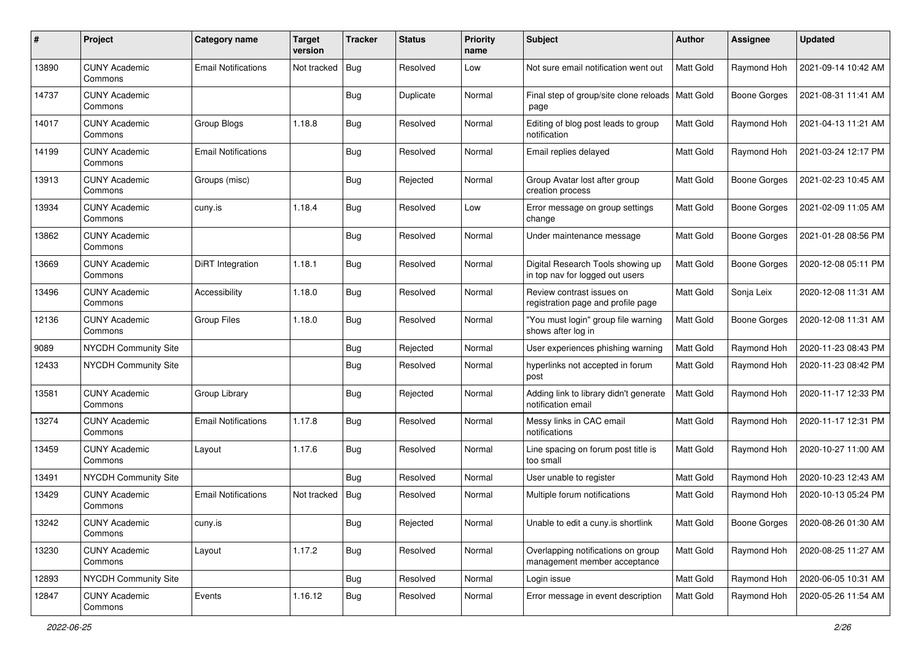| # | Project | Category name | Target version | Tracker | Status | Priority name | Subject | Author | Assignee | Updated |
|---|---|---|---|---|---|---|---|---|---|---|
| 13890 | CUNY Academic Commons | Email Notifications | Not tracked | Bug | Resolved | Low | Not sure email notification went out | Matt Gold | Raymond Hoh | 2021-09-14 10:42 AM |
| 14737 | CUNY Academic Commons | | | Bug | Duplicate | Normal | Final step of group/site clone reloads page | Matt Gold | Boone Gorges | 2021-08-31 11:41 AM |
| 14017 | CUNY Academic Commons | Group Blogs | 1.18.8 | Bug | Resolved | Normal | Editing of blog post leads to group notification | Matt Gold | Raymond Hoh | 2021-04-13 11:21 AM |
| 14199 | CUNY Academic Commons | Email Notifications | | Bug | Resolved | Normal | Email replies delayed | Matt Gold | Raymond Hoh | 2021-03-24 12:17 PM |
| 13913 | CUNY Academic Commons | Groups (misc) | | Bug | Rejected | Normal | Group Avatar lost after group creation process | Matt Gold | Boone Gorges | 2021-02-23 10:45 AM |
| 13934 | CUNY Academic Commons | cuny.is | 1.18.4 | Bug | Resolved | Low | Error message on group settings change | Matt Gold | Boone Gorges | 2021-02-09 11:05 AM |
| 13862 | CUNY Academic Commons | | | Bug | Resolved | Normal | Under maintenance message | Matt Gold | Boone Gorges | 2021-01-28 08:56 PM |
| 13669 | CUNY Academic Commons | DiRT Integration | 1.18.1 | Bug | Resolved | Normal | Digital Research Tools showing up in top nav for logged out users | Matt Gold | Boone Gorges | 2020-12-08 05:11 PM |
| 13496 | CUNY Academic Commons | Accessibility | 1.18.0 | Bug | Resolved | Normal | Review contrast issues on registration page and profile page | Matt Gold | Sonja Leix | 2020-12-08 11:31 AM |
| 12136 | CUNY Academic Commons | Group Files | 1.18.0 | Bug | Resolved | Normal | "You must login" group file warning shows after log in | Matt Gold | Boone Gorges | 2020-12-08 11:31 AM |
| 9089 | NYCDH Community Site | | | Bug | Rejected | Normal | User experiences phishing warning | Matt Gold | Raymond Hoh | 2020-11-23 08:43 PM |
| 12433 | NYCDH Community Site | | | Bug | Resolved | Normal | hyperlinks not accepted in forum post | Matt Gold | Raymond Hoh | 2020-11-23 08:42 PM |
| 13581 | CUNY Academic Commons | Group Library | | Bug | Rejected | Normal | Adding link to library didn't generate notification email | Matt Gold | Raymond Hoh | 2020-11-17 12:33 PM |
| 13274 | CUNY Academic Commons | Email Notifications | 1.17.8 | Bug | Resolved | Normal | Messy links in CAC email notifications | Matt Gold | Raymond Hoh | 2020-11-17 12:31 PM |
| 13459 | CUNY Academic Commons | Layout | 1.17.6 | Bug | Resolved | Normal | Line spacing on forum post title is too small | Matt Gold | Raymond Hoh | 2020-10-27 11:00 AM |
| 13491 | NYCDH Community Site | | | Bug | Resolved | Normal | User unable to register | Matt Gold | Raymond Hoh | 2020-10-23 12:43 AM |
| 13429 | CUNY Academic Commons | Email Notifications | Not tracked | Bug | Resolved | Normal | Multiple forum notifications | Matt Gold | Raymond Hoh | 2020-10-13 05:24 PM |
| 13242 | CUNY Academic Commons | cuny.is | | Bug | Rejected | Normal | Unable to edit a cuny.is shortlink | Matt Gold | Boone Gorges | 2020-08-26 01:30 AM |
| 13230 | CUNY Academic Commons | Layout | 1.17.2 | Bug | Resolved | Normal | Overlapping notifications on group management member acceptance | Matt Gold | Raymond Hoh | 2020-08-25 11:27 AM |
| 12893 | NYCDH Community Site | | | Bug | Resolved | Normal | Login issue | Matt Gold | Raymond Hoh | 2020-06-05 10:31 AM |
| 12847 | CUNY Academic Commons | Events | 1.16.12 | Bug | Resolved | Normal | Error message in event description | Matt Gold | Raymond Hoh | 2020-05-26 11:54 AM |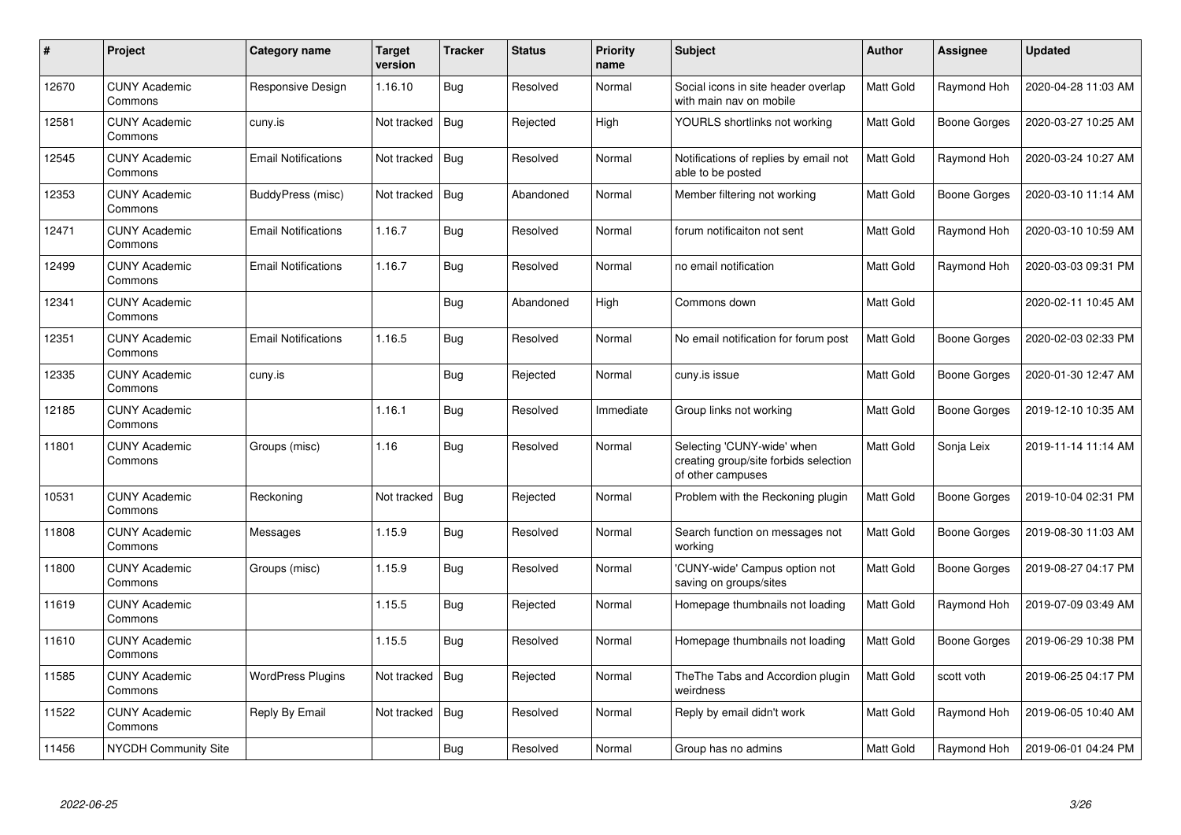| # | Project | Category name | Target version | Tracker | Status | Priority name | Subject | Author | Assignee | Updated |
|---|---|---|---|---|---|---|---|---|---|---|
| 12670 | CUNY Academic Commons | Responsive Design | 1.16.10 | Bug | Resolved | Normal | Social icons in site header overlap with main nav on mobile | Matt Gold | Raymond Hoh | 2020-04-28 11:03 AM |
| 12581 | CUNY Academic Commons | cuny.is | Not tracked | Bug | Rejected | High | YOURLS shortlinks not working | Matt Gold | Boone Gorges | 2020-03-27 10:25 AM |
| 12545 | CUNY Academic Commons | Email Notifications | Not tracked | Bug | Resolved | Normal | Notifications of replies by email not able to be posted | Matt Gold | Raymond Hoh | 2020-03-24 10:27 AM |
| 12353 | CUNY Academic Commons | BuddyPress (misc) | Not tracked | Bug | Abandoned | Normal | Member filtering not working | Matt Gold | Boone Gorges | 2020-03-10 11:14 AM |
| 12471 | CUNY Academic Commons | Email Notifications | 1.16.7 | Bug | Resolved | Normal | forum notificaiton not sent | Matt Gold | Raymond Hoh | 2020-03-10 10:59 AM |
| 12499 | CUNY Academic Commons | Email Notifications | 1.16.7 | Bug | Resolved | Normal | no email notification | Matt Gold | Raymond Hoh | 2020-03-03 09:31 PM |
| 12341 | CUNY Academic Commons | | | Bug | Abandoned | High | Commons down | Matt Gold | | 2020-02-11 10:45 AM |
| 12351 | CUNY Academic Commons | Email Notifications | 1.16.5 | Bug | Resolved | Normal | No email notification for forum post | Matt Gold | Boone Gorges | 2020-02-03 02:33 PM |
| 12335 | CUNY Academic Commons | cuny.is | | Bug | Rejected | Normal | cuny.is issue | Matt Gold | Boone Gorges | 2020-01-30 12:47 AM |
| 12185 | CUNY Academic Commons | | 1.16.1 | Bug | Resolved | Immediate | Group links not working | Matt Gold | Boone Gorges | 2019-12-10 10:35 AM |
| 11801 | CUNY Academic Commons | Groups (misc) | 1.16 | Bug | Resolved | Normal | Selecting 'CUNY-wide' when creating group/site forbids selection of other campuses | Matt Gold | Sonja Leix | 2019-11-14 11:14 AM |
| 10531 | CUNY Academic Commons | Reckoning | Not tracked | Bug | Rejected | Normal | Problem with the Reckoning plugin | Matt Gold | Boone Gorges | 2019-10-04 02:31 PM |
| 11808 | CUNY Academic Commons | Messages | 1.15.9 | Bug | Resolved | Normal | Search function on messages not working | Matt Gold | Boone Gorges | 2019-08-30 11:03 AM |
| 11800 | CUNY Academic Commons | Groups (misc) | 1.15.9 | Bug | Resolved | Normal | 'CUNY-wide' Campus option not saving on groups/sites | Matt Gold | Boone Gorges | 2019-08-27 04:17 PM |
| 11619 | CUNY Academic Commons | | 1.15.5 | Bug | Rejected | Normal | Homepage thumbnails not loading | Matt Gold | Raymond Hoh | 2019-07-09 03:49 AM |
| 11610 | CUNY Academic Commons | | 1.15.5 | Bug | Resolved | Normal | Homepage thumbnails not loading | Matt Gold | Boone Gorges | 2019-06-29 10:38 PM |
| 11585 | CUNY Academic Commons | WordPress Plugins | Not tracked | Bug | Rejected | Normal | TheThe Tabs and Accordion plugin weirdness | Matt Gold | scott voth | 2019-06-25 04:17 PM |
| 11522 | CUNY Academic Commons | Reply By Email | Not tracked | Bug | Resolved | Normal | Reply by email didn't work | Matt Gold | Raymond Hoh | 2019-06-05 10:40 AM |
| 11456 | NYCDH Community Site | | | Bug | Resolved | Normal | Group has no admins | Matt Gold | Raymond Hoh | 2019-06-01 04:24 PM |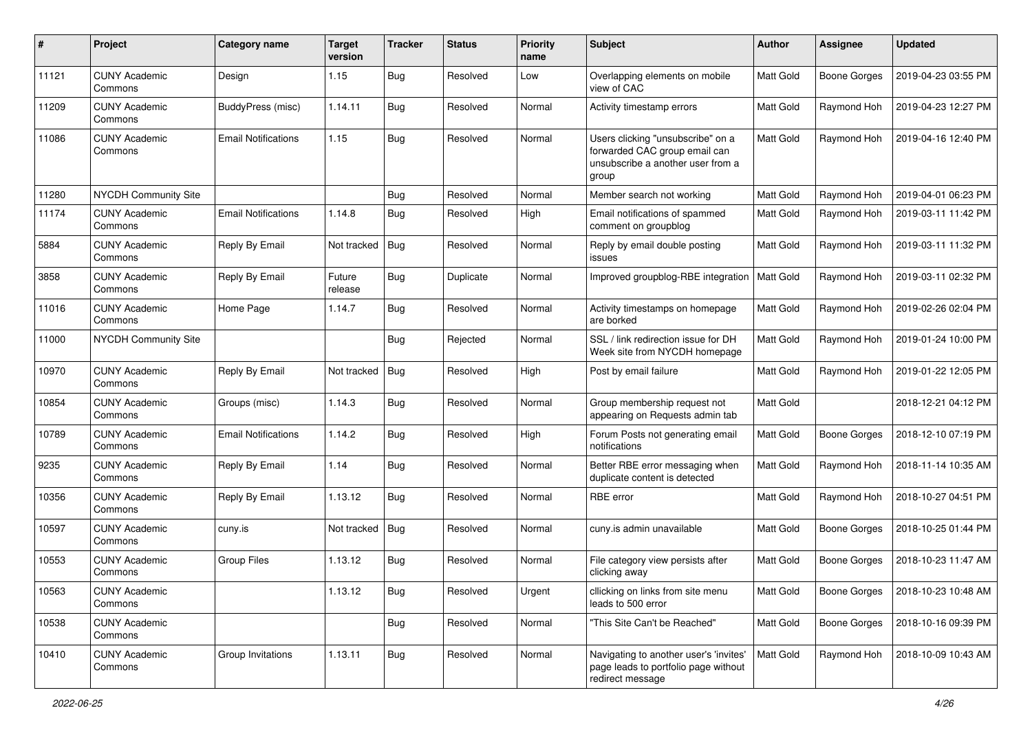| # | Project | Category name | Target version | Tracker | Status | Priority name | Subject | Author | Assignee | Updated |
|---|---|---|---|---|---|---|---|---|---|---|
| 11121 | CUNY Academic Commons | Design | 1.15 | Bug | Resolved | Low | Overlapping elements on mobile view of CAC | Matt Gold | Boone Gorges | 2019-04-23 03:55 PM |
| 11209 | CUNY Academic Commons | BuddyPress (misc) | 1.14.11 | Bug | Resolved | Normal | Activity timestamp errors | Matt Gold | Raymond Hoh | 2019-04-23 12:27 PM |
| 11086 | CUNY Academic Commons | Email Notifications | 1.15 | Bug | Resolved | Normal | Users clicking "unsubscribe" on a forwarded CAC group email can unsubscribe a another user from a group | Matt Gold | Raymond Hoh | 2019-04-16 12:40 PM |
| 11280 | NYCDH Community Site | | | Bug | Resolved | Normal | Member search not working | Matt Gold | Raymond Hoh | 2019-04-01 06:23 PM |
| 11174 | CUNY Academic Commons | Email Notifications | 1.14.8 | Bug | Resolved | High | Email notifications of spammed comment on groupblog | Matt Gold | Raymond Hoh | 2019-03-11 11:42 PM |
| 5884 | CUNY Academic Commons | Reply By Email | Not tracked | Bug | Resolved | Normal | Reply by email double posting issues | Matt Gold | Raymond Hoh | 2019-03-11 11:32 PM |
| 3858 | CUNY Academic Commons | Reply By Email | Future release | Bug | Duplicate | Normal | Improved groupblog-RBE integration | Matt Gold | Raymond Hoh | 2019-03-11 02:32 PM |
| 11016 | CUNY Academic Commons | Home Page | 1.14.7 | Bug | Resolved | Normal | Activity timestamps on homepage are borked | Matt Gold | Raymond Hoh | 2019-02-26 02:04 PM |
| 11000 | NYCDH Community Site | | | Bug | Rejected | Normal | SSL / link redirection issue for DH Week site from NYCDH homepage | Matt Gold | Raymond Hoh | 2019-01-24 10:00 PM |
| 10970 | CUNY Academic Commons | Reply By Email | Not tracked | Bug | Resolved | High | Post by email failure | Matt Gold | Raymond Hoh | 2019-01-22 12:05 PM |
| 10854 | CUNY Academic Commons | Groups (misc) | 1.14.3 | Bug | Resolved | Normal | Group membership request not appearing on Requests admin tab | Matt Gold | | 2018-12-21 04:12 PM |
| 10789 | CUNY Academic Commons | Email Notifications | 1.14.2 | Bug | Resolved | High | Forum Posts not generating email notifications | Matt Gold | Boone Gorges | 2018-12-10 07:19 PM |
| 9235 | CUNY Academic Commons | Reply By Email | 1.14 | Bug | Resolved | Normal | Better RBE error messaging when duplicate content is detected | Matt Gold | Raymond Hoh | 2018-11-14 10:35 AM |
| 10356 | CUNY Academic Commons | Reply By Email | 1.13.12 | Bug | Resolved | Normal | RBE error | Matt Gold | Raymond Hoh | 2018-10-27 04:51 PM |
| 10597 | CUNY Academic Commons | cuny.is | Not tracked | Bug | Resolved | Normal | cuny.is admin unavailable | Matt Gold | Boone Gorges | 2018-10-25 01:44 PM |
| 10553 | CUNY Academic Commons | Group Files | 1.13.12 | Bug | Resolved | Normal | File category view persists after clicking away | Matt Gold | Boone Gorges | 2018-10-23 11:47 AM |
| 10563 | CUNY Academic Commons | | 1.13.12 | Bug | Resolved | Urgent | cllicking on links from site menu leads to 500 error | Matt Gold | Boone Gorges | 2018-10-23 10:48 AM |
| 10538 | CUNY Academic Commons | | | Bug | Resolved | Normal | "This Site Can't be Reached" | Matt Gold | Boone Gorges | 2018-10-16 09:39 PM |
| 10410 | CUNY Academic Commons | Group Invitations | 1.13.11 | Bug | Resolved | Normal | Navigating to another user's 'invites' page leads to portfolio page without redirect message | Matt Gold | Raymond Hoh | 2018-10-09 10:43 AM |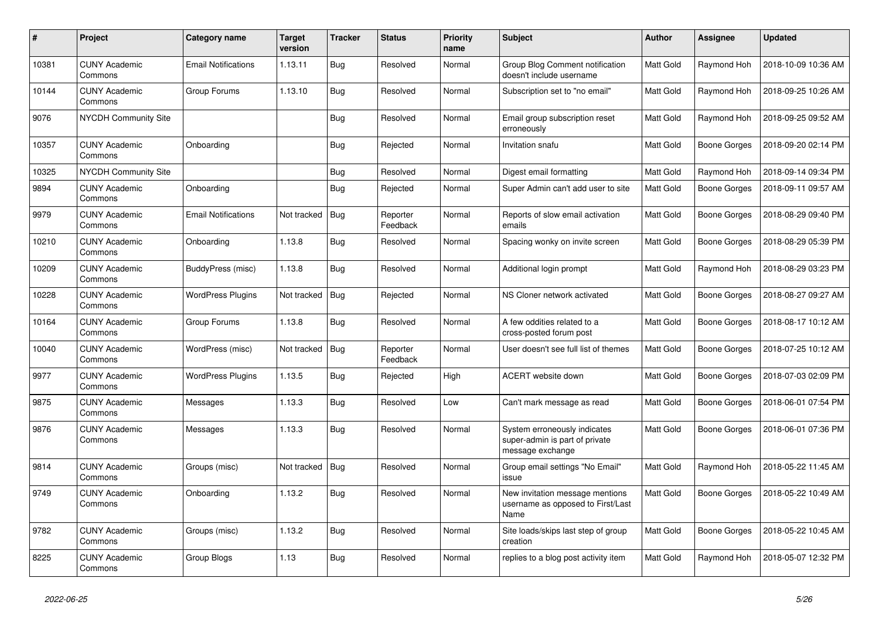| # | Project | Category name | Target version | Tracker | Status | Priority name | Subject | Author | Assignee | Updated |
|---|---|---|---|---|---|---|---|---|---|---|
| 10381 | CUNY Academic Commons | Email Notifications | 1.13.11 | Bug | Resolved | Normal | Group Blog Comment notification doesn't include username | Matt Gold | Raymond Hoh | 2018-10-09 10:36 AM |
| 10144 | CUNY Academic Commons | Group Forums | 1.13.10 | Bug | Resolved | Normal | Subscription set to "no email" | Matt Gold | Raymond Hoh | 2018-09-25 10:26 AM |
| 9076 | NYCDH Community Site | | | Bug | Resolved | Normal | Email group subscription reset erroneously | Matt Gold | Raymond Hoh | 2018-09-25 09:52 AM |
| 10357 | CUNY Academic Commons | Onboarding | | Bug | Rejected | Normal | Invitation snafu | Matt Gold | Boone Gorges | 2018-09-20 02:14 PM |
| 10325 | NYCDH Community Site | | | Bug | Resolved | Normal | Digest email formatting | Matt Gold | Raymond Hoh | 2018-09-14 09:34 PM |
| 9894 | CUNY Academic Commons | Onboarding | | Bug | Rejected | Normal | Super Admin can't add user to site | Matt Gold | Boone Gorges | 2018-09-11 09:57 AM |
| 9979 | CUNY Academic Commons | Email Notifications | Not tracked | Bug | Reporter Feedback | Normal | Reports of slow email activation emails | Matt Gold | Boone Gorges | 2018-08-29 09:40 PM |
| 10210 | CUNY Academic Commons | Onboarding | 1.13.8 | Bug | Resolved | Normal | Spacing wonky on invite screen | Matt Gold | Boone Gorges | 2018-08-29 05:39 PM |
| 10209 | CUNY Academic Commons | BuddyPress (misc) | 1.13.8 | Bug | Resolved | Normal | Additional login prompt | Matt Gold | Raymond Hoh | 2018-08-29 03:23 PM |
| 10228 | CUNY Academic Commons | WordPress Plugins | Not tracked | Bug | Rejected | Normal | NS Cloner network activated | Matt Gold | Boone Gorges | 2018-08-27 09:27 AM |
| 10164 | CUNY Academic Commons | Group Forums | 1.13.8 | Bug | Resolved | Normal | A few oddities related to a cross-posted forum post | Matt Gold | Boone Gorges | 2018-08-17 10:12 AM |
| 10040 | CUNY Academic Commons | WordPress (misc) | Not tracked | Bug | Reporter Feedback | Normal | User doesn't see full list of themes | Matt Gold | Boone Gorges | 2018-07-25 10:12 AM |
| 9977 | CUNY Academic Commons | WordPress Plugins | 1.13.5 | Bug | Rejected | High | ACERT website down | Matt Gold | Boone Gorges | 2018-07-03 02:09 PM |
| 9875 | CUNY Academic Commons | Messages | 1.13.3 | Bug | Resolved | Low | Can't mark message as read | Matt Gold | Boone Gorges | 2018-06-01 07:54 PM |
| 9876 | CUNY Academic Commons | Messages | 1.13.3 | Bug | Resolved | Normal | System erroneously indicates super-admin is part of private message exchange | Matt Gold | Boone Gorges | 2018-06-01 07:36 PM |
| 9814 | CUNY Academic Commons | Groups (misc) | Not tracked | Bug | Resolved | Normal | Group email settings "No Email" issue | Matt Gold | Raymond Hoh | 2018-05-22 11:45 AM |
| 9749 | CUNY Academic Commons | Onboarding | 1.13.2 | Bug | Resolved | Normal | New invitation message mentions username as opposed to First/Last Name | Matt Gold | Boone Gorges | 2018-05-22 10:49 AM |
| 9782 | CUNY Academic Commons | Groups (misc) | 1.13.2 | Bug | Resolved | Normal | Site loads/skips last step of group creation | Matt Gold | Boone Gorges | 2018-05-22 10:45 AM |
| 8225 | CUNY Academic Commons | Group Blogs | 1.13 | Bug | Resolved | Normal | replies to a blog post activity item | Matt Gold | Raymond Hoh | 2018-05-07 12:32 PM |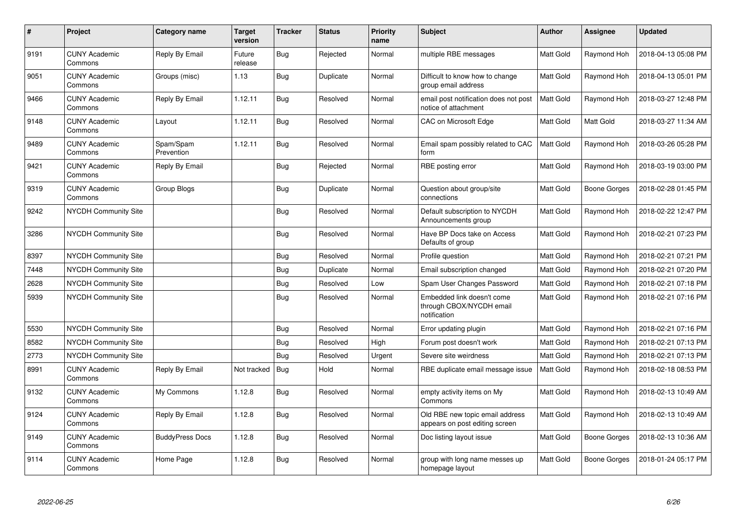| # | Project | Category name | Target version | Tracker | Status | Priority name | Subject | Author | Assignee | Updated |
|---|---|---|---|---|---|---|---|---|---|---|
| 9191 | CUNY Academic Commons | Reply By Email | Future release | Bug | Rejected | Normal | multiple RBE messages | Matt Gold | Raymond Hoh | 2018-04-13 05:08 PM |
| 9051 | CUNY Academic Commons | Groups (misc) | 1.13 | Bug | Duplicate | Normal | Difficult to know how to change group email address | Matt Gold | Raymond Hoh | 2018-04-13 05:01 PM |
| 9466 | CUNY Academic Commons | Reply By Email | 1.12.11 | Bug | Resolved | Normal | email post notification does not post notice of attachment | Matt Gold | Raymond Hoh | 2018-03-27 12:48 PM |
| 9148 | CUNY Academic Commons | Layout | 1.12.11 | Bug | Resolved | Normal | CAC on Microsoft Edge | Matt Gold | Matt Gold | 2018-03-27 11:34 AM |
| 9489 | CUNY Academic Commons | Spam/Spam Prevention | 1.12.11 | Bug | Resolved | Normal | Email spam possibly related to CAC form | Matt Gold | Raymond Hoh | 2018-03-26 05:28 PM |
| 9421 | CUNY Academic Commons | Reply By Email | | Bug | Rejected | Normal | RBE posting error | Matt Gold | Raymond Hoh | 2018-03-19 03:00 PM |
| 9319 | CUNY Academic Commons | Group Blogs | | Bug | Duplicate | Normal | Question about group/site connections | Matt Gold | Boone Gorges | 2018-02-28 01:45 PM |
| 9242 | NYCDH Community Site | | | Bug | Resolved | Normal | Default subscription to NYCDH Announcements group | Matt Gold | Raymond Hoh | 2018-02-22 12:47 PM |
| 3286 | NYCDH Community Site | | | Bug | Resolved | Normal | Have BP Docs take on Access Defaults of group | Matt Gold | Raymond Hoh | 2018-02-21 07:23 PM |
| 8397 | NYCDH Community Site | | | Bug | Resolved | Normal | Profile question | Matt Gold | Raymond Hoh | 2018-02-21 07:21 PM |
| 7448 | NYCDH Community Site | | | Bug | Duplicate | Normal | Email subscription changed | Matt Gold | Raymond Hoh | 2018-02-21 07:20 PM |
| 2628 | NYCDH Community Site | | | Bug | Resolved | Low | Spam User Changes Password | Matt Gold | Raymond Hoh | 2018-02-21 07:18 PM |
| 5939 | NYCDH Community Site | | | Bug | Resolved | Normal | Embedded link doesn't come through CBOX/NYCDH email notification | Matt Gold | Raymond Hoh | 2018-02-21 07:16 PM |
| 5530 | NYCDH Community Site | | | Bug | Resolved | Normal | Error updating plugin | Matt Gold | Raymond Hoh | 2018-02-21 07:16 PM |
| 8582 | NYCDH Community Site | | | Bug | Resolved | High | Forum post doesn't work | Matt Gold | Raymond Hoh | 2018-02-21 07:13 PM |
| 2773 | NYCDH Community Site | | | Bug | Resolved | Urgent | Severe site weirdness | Matt Gold | Raymond Hoh | 2018-02-21 07:13 PM |
| 8991 | CUNY Academic Commons | Reply By Email | Not tracked | Bug | Hold | Normal | RBE duplicate email message issue | Matt Gold | Raymond Hoh | 2018-02-18 08:53 PM |
| 9132 | CUNY Academic Commons | My Commons | 1.12.8 | Bug | Resolved | Normal | empty activity items on My Commons | Matt Gold | Raymond Hoh | 2018-02-13 10:49 AM |
| 9124 | CUNY Academic Commons | Reply By Email | 1.12.8 | Bug | Resolved | Normal | Old RBE new topic email address appears on post editing screen | Matt Gold | Raymond Hoh | 2018-02-13 10:49 AM |
| 9149 | CUNY Academic Commons | BuddyPress Docs | 1.12.8 | Bug | Resolved | Normal | Doc listing layout issue | Matt Gold | Boone Gorges | 2018-02-13 10:36 AM |
| 9114 | CUNY Academic Commons | Home Page | 1.12.8 | Bug | Resolved | Normal | group with long name messes up homepage layout | Matt Gold | Boone Gorges | 2018-01-24 05:17 PM |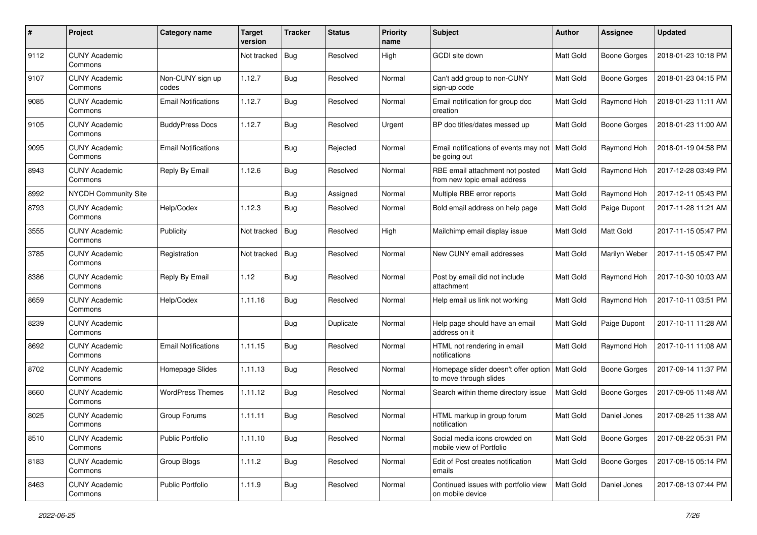| # | Project | Category name | Target version | Tracker | Status | Priority name | Subject | Author | Assignee | Updated |
|---|---|---|---|---|---|---|---|---|---|---|
| 9112 | CUNY Academic Commons | | Not tracked | Bug | Resolved | High | GCDI site down | Matt Gold | Boone Gorges | 2018-01-23 10:18 PM |
| 9107 | CUNY Academic Commons | Non-CUNY sign up codes | 1.12.7 | Bug | Resolved | Normal | Can't add group to non-CUNY sign-up code | Matt Gold | Boone Gorges | 2018-01-23 04:15 PM |
| 9085 | CUNY Academic Commons | Email Notifications | 1.12.7 | Bug | Resolved | Normal | Email notification for group doc creation | Matt Gold | Raymond Hoh | 2018-01-23 11:11 AM |
| 9105 | CUNY Academic Commons | BuddyPress Docs | 1.12.7 | Bug | Resolved | Urgent | BP doc titles/dates messed up | Matt Gold | Boone Gorges | 2018-01-23 11:00 AM |
| 9095 | CUNY Academic Commons | Email Notifications | | Bug | Rejected | Normal | Email notifications of events may not be going out | Matt Gold | Raymond Hoh | 2018-01-19 04:58 PM |
| 8943 | CUNY Academic Commons | Reply By Email | 1.12.6 | Bug | Resolved | Normal | RBE email attachment not posted from new topic email address | Matt Gold | Raymond Hoh | 2017-12-28 03:49 PM |
| 8992 | NYCDH Community Site | | | Bug | Assigned | Normal | Multiple RBE error reports | Matt Gold | Raymond Hoh | 2017-12-11 05:43 PM |
| 8793 | CUNY Academic Commons | Help/Codex | 1.12.3 | Bug | Resolved | Normal | Bold email address on help page | Matt Gold | Paige Dupont | 2017-11-28 11:21 AM |
| 3555 | CUNY Academic Commons | Publicity | Not tracked | Bug | Resolved | High | Mailchimp email display issue | Matt Gold | Matt Gold | 2017-11-15 05:47 PM |
| 3785 | CUNY Academic Commons | Registration | Not tracked | Bug | Resolved | Normal | New CUNY email addresses | Matt Gold | Marilyn Weber | 2017-11-15 05:47 PM |
| 8386 | CUNY Academic Commons | Reply By Email | 1.12 | Bug | Resolved | Normal | Post by email did not include attachment | Matt Gold | Raymond Hoh | 2017-10-30 10:03 AM |
| 8659 | CUNY Academic Commons | Help/Codex | 1.11.16 | Bug | Resolved | Normal | Help email us link not working | Matt Gold | Raymond Hoh | 2017-10-11 03:51 PM |
| 8239 | CUNY Academic Commons | | | Bug | Duplicate | Normal | Help page should have an email address on it | Matt Gold | Paige Dupont | 2017-10-11 11:28 AM |
| 8692 | CUNY Academic Commons | Email Notifications | 1.11.15 | Bug | Resolved | Normal | HTML not rendering in email notifications | Matt Gold | Raymond Hoh | 2017-10-11 11:08 AM |
| 8702 | CUNY Academic Commons | Homepage Slides | 1.11.13 | Bug | Resolved | Normal | Homepage slider doesn't offer option to move through slides | Matt Gold | Boone Gorges | 2017-09-14 11:37 PM |
| 8660 | CUNY Academic Commons | WordPress Themes | 1.11.12 | Bug | Resolved | Normal | Search within theme directory issue | Matt Gold | Boone Gorges | 2017-09-05 11:48 AM |
| 8025 | CUNY Academic Commons | Group Forums | 1.11.11 | Bug | Resolved | Normal | HTML markup in group forum notification | Matt Gold | Daniel Jones | 2017-08-25 11:38 AM |
| 8510 | CUNY Academic Commons | Public Portfolio | 1.11.10 | Bug | Resolved | Normal | Social media icons crowded on mobile view of Portfolio | Matt Gold | Boone Gorges | 2017-08-22 05:31 PM |
| 8183 | CUNY Academic Commons | Group Blogs | 1.11.2 | Bug | Resolved | Normal | Edit of Post creates notification emails | Matt Gold | Boone Gorges | 2017-08-15 05:14 PM |
| 8463 | CUNY Academic Commons | Public Portfolio | 1.11.9 | Bug | Resolved | Normal | Continued issues with portfolio view on mobile device | Matt Gold | Daniel Jones | 2017-08-13 07:44 PM |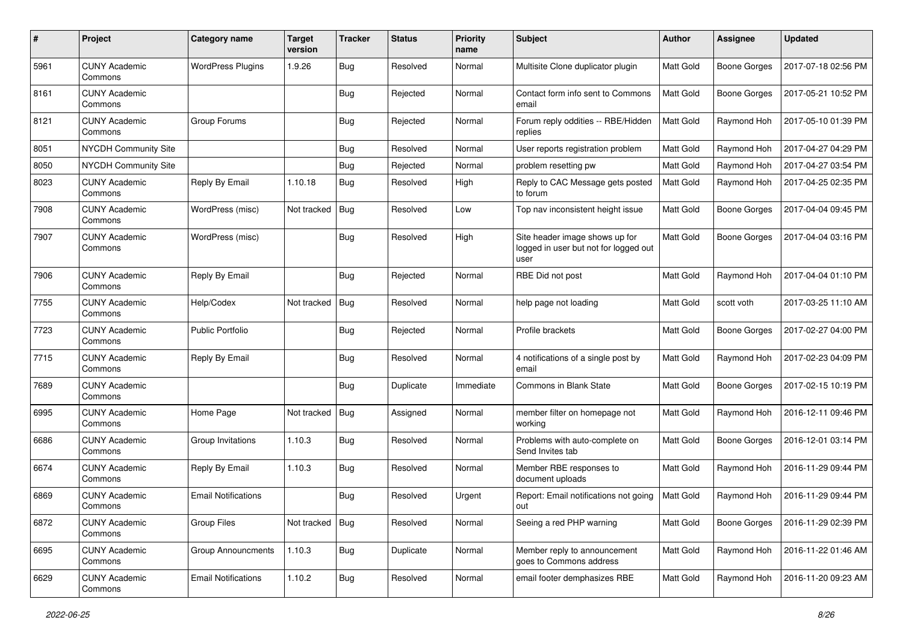| # | Project | Category name | Target version | Tracker | Status | Priority name | Subject | Author | Assignee | Updated |
|---|---|---|---|---|---|---|---|---|---|---|
| 5961 | CUNY Academic Commons | WordPress Plugins | 1.9.26 | Bug | Resolved | Normal | Multisite Clone duplicator plugin | Matt Gold | Boone Gorges | 2017-07-18 02:56 PM |
| 8161 | CUNY Academic Commons | | | Bug | Rejected | Normal | Contact form info sent to Commons email | Matt Gold | Boone Gorges | 2017-05-21 10:52 PM |
| 8121 | CUNY Academic Commons | Group Forums | | Bug | Rejected | Normal | Forum reply oddities -- RBE/Hidden replies | Matt Gold | Raymond Hoh | 2017-05-10 01:39 PM |
| 8051 | NYCDH Community Site | | | Bug | Resolved | Normal | User reports registration problem | Matt Gold | Raymond Hoh | 2017-04-27 04:29 PM |
| 8050 | NYCDH Community Site | | | Bug | Rejected | Normal | problem resetting pw | Matt Gold | Raymond Hoh | 2017-04-27 03:54 PM |
| 8023 | CUNY Academic Commons | Reply By Email | 1.10.18 | Bug | Resolved | High | Reply to CAC Message gets posted to forum | Matt Gold | Raymond Hoh | 2017-04-25 02:35 PM |
| 7908 | CUNY Academic Commons | WordPress (misc) | Not tracked | Bug | Resolved | Low | Top nav inconsistent height issue | Matt Gold | Boone Gorges | 2017-04-04 09:45 PM |
| 7907 | CUNY Academic Commons | WordPress (misc) | | Bug | Resolved | High | Site header image shows up for logged in user but not for logged out user | Matt Gold | Boone Gorges | 2017-04-04 03:16 PM |
| 7906 | CUNY Academic Commons | Reply By Email | | Bug | Rejected | Normal | RBE Did not post | Matt Gold | Raymond Hoh | 2017-04-04 01:10 PM |
| 7755 | CUNY Academic Commons | Help/Codex | Not tracked | Bug | Resolved | Normal | help page not loading | Matt Gold | scott voth | 2017-03-25 11:10 AM |
| 7723 | CUNY Academic Commons | Public Portfolio | | Bug | Rejected | Normal | Profile brackets | Matt Gold | Boone Gorges | 2017-02-27 04:00 PM |
| 7715 | CUNY Academic Commons | Reply By Email | | Bug | Resolved | Normal | 4 notifications of a single post by email | Matt Gold | Raymond Hoh | 2017-02-23 04:09 PM |
| 7689 | CUNY Academic Commons | | | Bug | Duplicate | Immediate | Commons in Blank State | Matt Gold | Boone Gorges | 2017-02-15 10:19 PM |
| 6995 | CUNY Academic Commons | Home Page | Not tracked | Bug | Assigned | Normal | member filter on homepage not working | Matt Gold | Raymond Hoh | 2016-12-11 09:46 PM |
| 6686 | CUNY Academic Commons | Group Invitations | 1.10.3 | Bug | Resolved | Normal | Problems with auto-complete on Send Invites tab | Matt Gold | Boone Gorges | 2016-12-01 03:14 PM |
| 6674 | CUNY Academic Commons | Reply By Email | 1.10.3 | Bug | Resolved | Normal | Member RBE responses to document uploads | Matt Gold | Raymond Hoh | 2016-11-29 09:44 PM |
| 6869 | CUNY Academic Commons | Email Notifications | | Bug | Resolved | Urgent | Report: Email notifications not going out | Matt Gold | Raymond Hoh | 2016-11-29 09:44 PM |
| 6872 | CUNY Academic Commons | Group Files | Not tracked | Bug | Resolved | Normal | Seeing a red PHP warning | Matt Gold | Boone Gorges | 2016-11-29 02:39 PM |
| 6695 | CUNY Academic Commons | Group Announcments | 1.10.3 | Bug | Duplicate | Normal | Member reply to announcement goes to Commons address | Matt Gold | Raymond Hoh | 2016-11-22 01:46 AM |
| 6629 | CUNY Academic Commons | Email Notifications | 1.10.2 | Bug | Resolved | Normal | email footer demphasizes RBE | Matt Gold | Raymond Hoh | 2016-11-20 09:23 AM |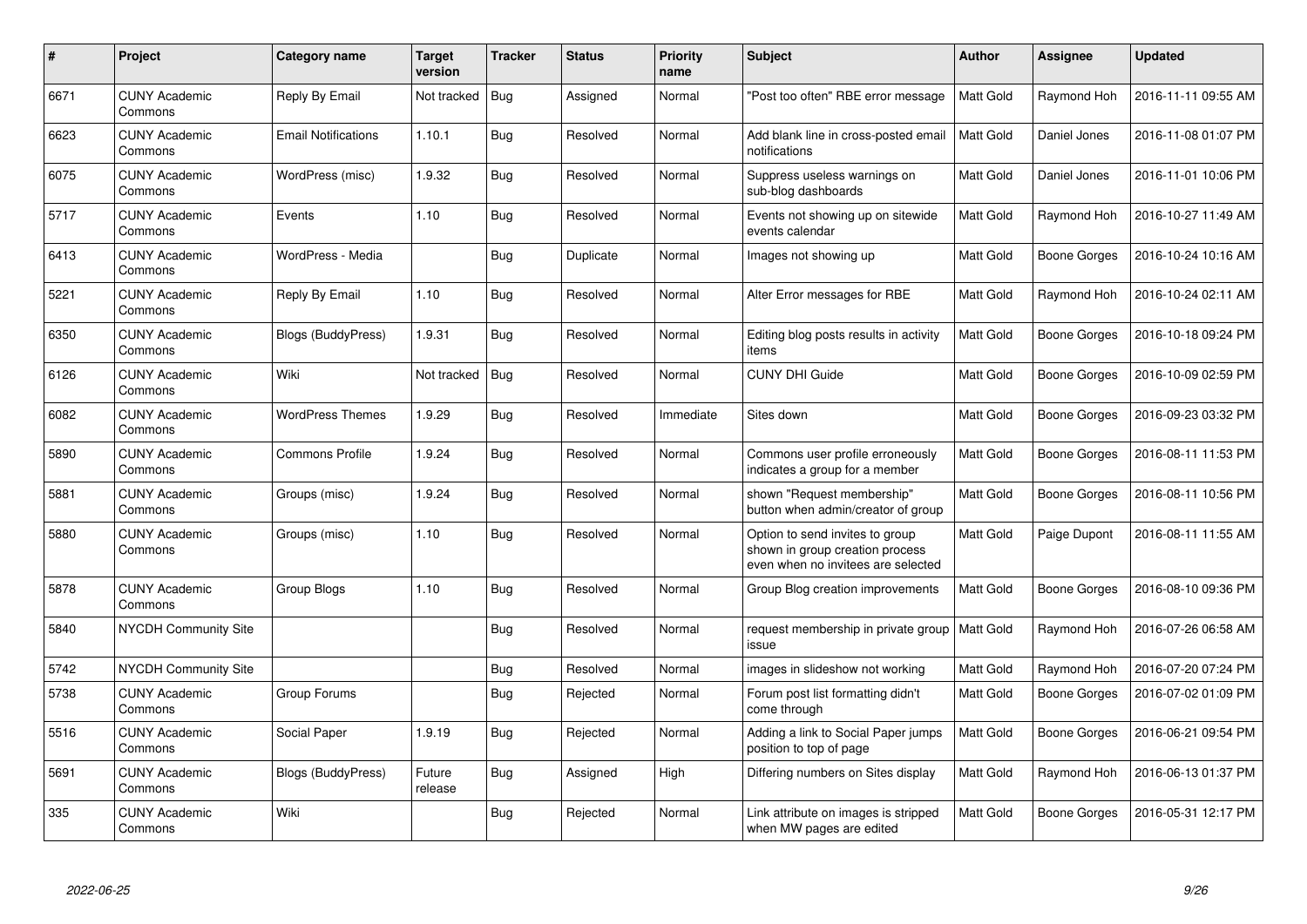| # | Project | Category name | Target version | Tracker | Status | Priority name | Subject | Author | Assignee | Updated |
|---|---|---|---|---|---|---|---|---|---|---|
| 6671 | CUNY Academic Commons | Reply By Email | Not tracked | Bug | Assigned | Normal | "Post too often" RBE error message | Matt Gold | Raymond Hoh | 2016-11-11 09:55 AM |
| 6623 | CUNY Academic Commons | Email Notifications | 1.10.1 | Bug | Resolved | Normal | Add blank line in cross-posted email notifications | Matt Gold | Daniel Jones | 2016-11-08 01:07 PM |
| 6075 | CUNY Academic Commons | WordPress (misc) | 1.9.32 | Bug | Resolved | Normal | Suppress useless warnings on sub-blog dashboards | Matt Gold | Daniel Jones | 2016-11-01 10:06 PM |
| 5717 | CUNY Academic Commons | Events | 1.10 | Bug | Resolved | Normal | Events not showing up on sitewide events calendar | Matt Gold | Raymond Hoh | 2016-10-27 11:49 AM |
| 6413 | CUNY Academic Commons | WordPress - Media | | Bug | Duplicate | Normal | Images not showing up | Matt Gold | Boone Gorges | 2016-10-24 10:16 AM |
| 5221 | CUNY Academic Commons | Reply By Email | 1.10 | Bug | Resolved | Normal | Alter Error messages for RBE | Matt Gold | Raymond Hoh | 2016-10-24 02:11 AM |
| 6350 | CUNY Academic Commons | Blogs (BuddyPress) | 1.9.31 | Bug | Resolved | Normal | Editing blog posts results in activity items | Matt Gold | Boone Gorges | 2016-10-18 09:24 PM |
| 6126 | CUNY Academic Commons | Wiki | Not tracked | Bug | Resolved | Normal | CUNY DHI Guide | Matt Gold | Boone Gorges | 2016-10-09 02:59 PM |
| 6082 | CUNY Academic Commons | WordPress Themes | 1.9.29 | Bug | Resolved | Immediate | Sites down | Matt Gold | Boone Gorges | 2016-09-23 03:32 PM |
| 5890 | CUNY Academic Commons | Commons Profile | 1.9.24 | Bug | Resolved | Normal | Commons user profile erroneously indicates a group for a member | Matt Gold | Boone Gorges | 2016-08-11 11:53 PM |
| 5881 | CUNY Academic Commons | Groups (misc) | 1.9.24 | Bug | Resolved | Normal | shown "Request membership" button when admin/creator of group | Matt Gold | Boone Gorges | 2016-08-11 10:56 PM |
| 5880 | CUNY Academic Commons | Groups (misc) | 1.10 | Bug | Resolved | Normal | Option to send invites to group shown in group creation process even when no invitees are selected | Matt Gold | Paige Dupont | 2016-08-11 11:55 AM |
| 5878 | CUNY Academic Commons | Group Blogs | 1.10 | Bug | Resolved | Normal | Group Blog creation improvements | Matt Gold | Boone Gorges | 2016-08-10 09:36 PM |
| 5840 | NYCDH Community Site | | | Bug | Resolved | Normal | request membership in private group issue | Matt Gold | Raymond Hoh | 2016-07-26 06:58 AM |
| 5742 | NYCDH Community Site | | | Bug | Resolved | Normal | images in slideshow not working | Matt Gold | Raymond Hoh | 2016-07-20 07:24 PM |
| 5738 | CUNY Academic Commons | Group Forums | | Bug | Rejected | Normal | Forum post list formatting didn't come through | Matt Gold | Boone Gorges | 2016-07-02 01:09 PM |
| 5516 | CUNY Academic Commons | Social Paper | 1.9.19 | Bug | Rejected | Normal | Adding a link to Social Paper jumps position to top of page | Matt Gold | Boone Gorges | 2016-06-21 09:54 PM |
| 5691 | CUNY Academic Commons | Blogs (BuddyPress) | Future release | Bug | Assigned | High | Differing numbers on Sites display | Matt Gold | Raymond Hoh | 2016-06-13 01:37 PM |
| 335 | CUNY Academic Commons | Wiki | | Bug | Rejected | Normal | Link attribute on images is stripped when MW pages are edited | Matt Gold | Boone Gorges | 2016-05-31 12:17 PM |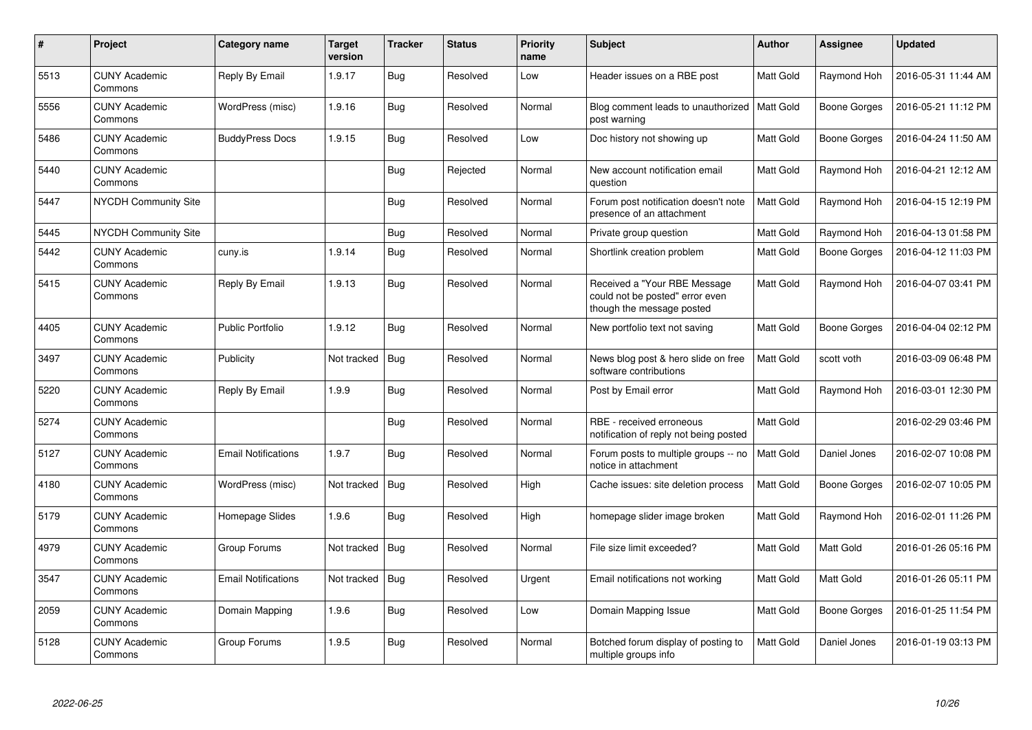| # | Project | Category name | Target version | Tracker | Status | Priority name | Subject | Author | Assignee | Updated |
|---|---|---|---|---|---|---|---|---|---|---|
| 5513 | CUNY Academic Commons | Reply By Email | 1.9.17 | Bug | Resolved | Low | Header issues on a RBE post | Matt Gold | Raymond Hoh | 2016-05-31 11:44 AM |
| 5556 | CUNY Academic Commons | WordPress (misc) | 1.9.16 | Bug | Resolved | Normal | Blog comment leads to unauthorized post warning | Matt Gold | Boone Gorges | 2016-05-21 11:12 PM |
| 5486 | CUNY Academic Commons | BuddyPress Docs | 1.9.15 | Bug | Resolved | Low | Doc history not showing up | Matt Gold | Boone Gorges | 2016-04-24 11:50 AM |
| 5440 | CUNY Academic Commons | | | Bug | Rejected | Normal | New account notification email question | Matt Gold | Raymond Hoh | 2016-04-21 12:12 AM |
| 5447 | NYCDH Community Site | | | Bug | Resolved | Normal | Forum post notification doesn't note presence of an attachment | Matt Gold | Raymond Hoh | 2016-04-15 12:19 PM |
| 5445 | NYCDH Community Site | | | Bug | Resolved | Normal | Private group question | Matt Gold | Raymond Hoh | 2016-04-13 01:58 PM |
| 5442 | CUNY Academic Commons | cuny.is | 1.9.14 | Bug | Resolved | Normal | Shortlink creation problem | Matt Gold | Boone Gorges | 2016-04-12 11:03 PM |
| 5415 | CUNY Academic Commons | Reply By Email | 1.9.13 | Bug | Resolved | Normal | Received a "Your RBE Message could not be posted" error even though the message posted | Matt Gold | Raymond Hoh | 2016-04-07 03:41 PM |
| 4405 | CUNY Academic Commons | Public Portfolio | 1.9.12 | Bug | Resolved | Normal | New portfolio text not saving | Matt Gold | Boone Gorges | 2016-04-04 02:12 PM |
| 3497 | CUNY Academic Commons | Publicity | Not tracked | Bug | Resolved | Normal | News blog post & hero slide on free software contributions | Matt Gold | scott voth | 2016-03-09 06:48 PM |
| 5220 | CUNY Academic Commons | Reply By Email | 1.9.9 | Bug | Resolved | Normal | Post by Email error | Matt Gold | Raymond Hoh | 2016-03-01 12:30 PM |
| 5274 | CUNY Academic Commons | | | Bug | Resolved | Normal | RBE - received erroneous notification of reply not being posted | Matt Gold | | 2016-02-29 03:46 PM |
| 5127 | CUNY Academic Commons | Email Notifications | 1.9.7 | Bug | Resolved | Normal | Forum posts to multiple groups -- no notice in attachment | Matt Gold | Daniel Jones | 2016-02-07 10:08 PM |
| 4180 | CUNY Academic Commons | WordPress (misc) | Not tracked | Bug | Resolved | High | Cache issues: site deletion process | Matt Gold | Boone Gorges | 2016-02-07 10:05 PM |
| 5179 | CUNY Academic Commons | Homepage Slides | 1.9.6 | Bug | Resolved | High | homepage slider image broken | Matt Gold | Raymond Hoh | 2016-02-01 11:26 PM |
| 4979 | CUNY Academic Commons | Group Forums | Not tracked | Bug | Resolved | Normal | File size limit exceeded? | Matt Gold | Matt Gold | 2016-01-26 05:16 PM |
| 3547 | CUNY Academic Commons | Email Notifications | Not tracked | Bug | Resolved | Urgent | Email notifications not working | Matt Gold | Matt Gold | 2016-01-26 05:11 PM |
| 2059 | CUNY Academic Commons | Domain Mapping | 1.9.6 | Bug | Resolved | Low | Domain Mapping Issue | Matt Gold | Boone Gorges | 2016-01-25 11:54 PM |
| 5128 | CUNY Academic Commons | Group Forums | 1.9.5 | Bug | Resolved | Normal | Botched forum display of posting to multiple groups info | Matt Gold | Daniel Jones | 2016-01-19 03:13 PM |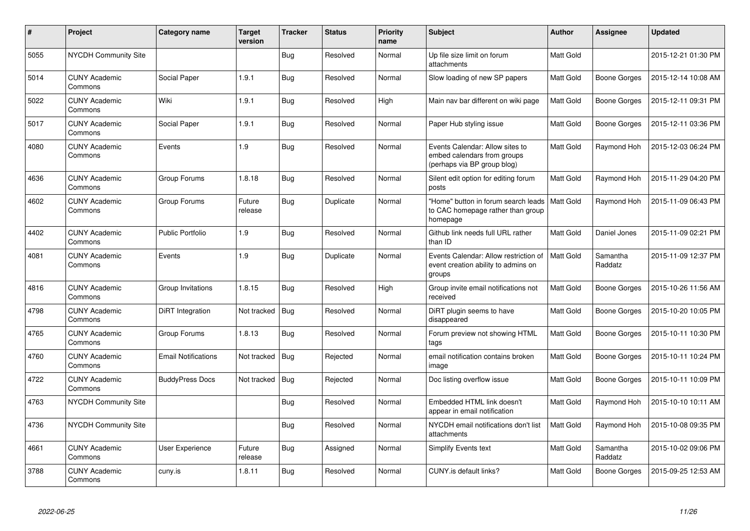| # | Project | Category name | Target version | Tracker | Status | Priority name | Subject | Author | Assignee | Updated |
|---|---|---|---|---|---|---|---|---|---|---|
| 5055 | NYCDH Community Site | | | Bug | Resolved | Normal | Up file size limit on forum attachments | Matt Gold | | 2015-12-21 01:30 PM |
| 5014 | CUNY Academic Commons | Social Paper | 1.9.1 | Bug | Resolved | Normal | Slow loading of new SP papers | Matt Gold | Boone Gorges | 2015-12-14 10:08 AM |
| 5022 | CUNY Academic Commons | Wiki | 1.9.1 | Bug | Resolved | High | Main nav bar different on wiki page | Matt Gold | Boone Gorges | 2015-12-11 09:31 PM |
| 5017 | CUNY Academic Commons | Social Paper | 1.9.1 | Bug | Resolved | Normal | Paper Hub styling issue | Matt Gold | Boone Gorges | 2015-12-11 03:36 PM |
| 4080 | CUNY Academic Commons | Events | 1.9 | Bug | Resolved | Normal | Events Calendar: Allow sites to embed calendars from groups (perhaps via BP group blog) | Matt Gold | Raymond Hoh | 2015-12-03 06:24 PM |
| 4636 | CUNY Academic Commons | Group Forums | 1.8.18 | Bug | Resolved | Normal | Silent edit option for editing forum posts | Matt Gold | Raymond Hoh | 2015-11-29 04:20 PM |
| 4602 | CUNY Academic Commons | Group Forums | Future release | Bug | Duplicate | Normal | "Home" button in forum search leads to CAC homepage rather than group homepage | Matt Gold | Raymond Hoh | 2015-11-09 06:43 PM |
| 4402 | CUNY Academic Commons | Public Portfolio | 1.9 | Bug | Resolved | Normal | Github link needs full URL rather than ID | Matt Gold | Daniel Jones | 2015-11-09 02:21 PM |
| 4081 | CUNY Academic Commons | Events | 1.9 | Bug | Duplicate | Normal | Events Calendar: Allow restriction of event creation ability to admins on groups | Matt Gold | Samantha Raddatz | 2015-11-09 12:37 PM |
| 4816 | CUNY Academic Commons | Group Invitations | 1.8.15 | Bug | Resolved | High | Group invite email notifications not received | Matt Gold | Boone Gorges | 2015-10-26 11:56 AM |
| 4798 | CUNY Academic Commons | DiRT Integration | Not tracked | Bug | Resolved | Normal | DiRT plugin seems to have disappeared | Matt Gold | Boone Gorges | 2015-10-20 10:05 PM |
| 4765 | CUNY Academic Commons | Group Forums | 1.8.13 | Bug | Resolved | Normal | Forum preview not showing HTML tags | Matt Gold | Boone Gorges | 2015-10-11 10:30 PM |
| 4760 | CUNY Academic Commons | Email Notifications | Not tracked | Bug | Rejected | Normal | email notification contains broken image | Matt Gold | Boone Gorges | 2015-10-11 10:24 PM |
| 4722 | CUNY Academic Commons | BuddyPress Docs | Not tracked | Bug | Rejected | Normal | Doc listing overflow issue | Matt Gold | Boone Gorges | 2015-10-11 10:09 PM |
| 4763 | NYCDH Community Site | | | Bug | Resolved | Normal | Embedded HTML link doesn't appear in email notification | Matt Gold | Raymond Hoh | 2015-10-10 10:11 AM |
| 4736 | NYCDH Community Site | | | Bug | Resolved | Normal | NYCDH email notifications don't list attachments | Matt Gold | Raymond Hoh | 2015-10-08 09:35 PM |
| 4661 | CUNY Academic Commons | User Experience | Future release | Bug | Assigned | Normal | Simplify Events text | Matt Gold | Samantha Raddatz | 2015-10-02 09:06 PM |
| 3788 | CUNY Academic Commons | cuny.is | 1.8.11 | Bug | Resolved | Normal | CUNY.is default links? | Matt Gold | Boone Gorges | 2015-09-25 12:53 AM |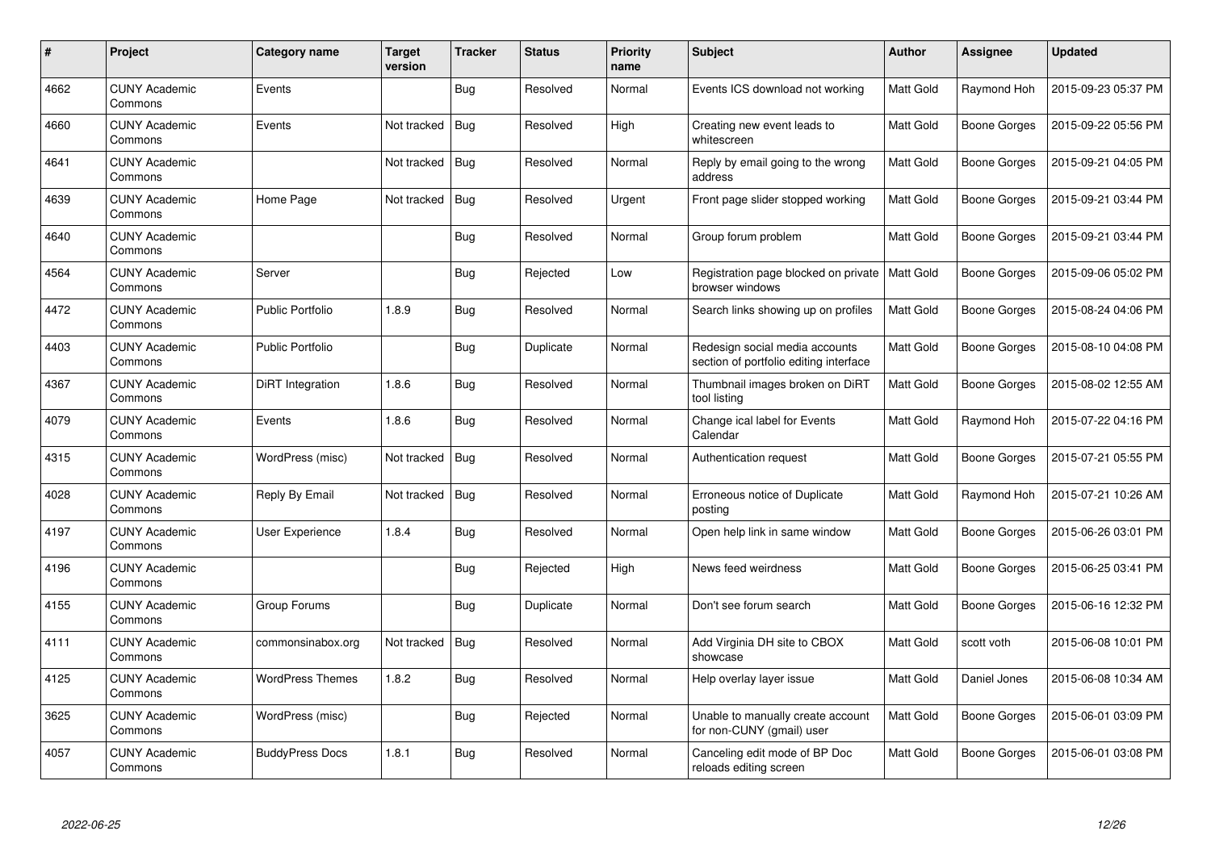| # | Project | Category name | Target version | Tracker | Status | Priority name | Subject | Author | Assignee | Updated |
|---|---|---|---|---|---|---|---|---|---|---|
| 4662 | CUNY Academic Commons | Events | | Bug | Resolved | Normal | Events ICS download not working | Matt Gold | Raymond Hoh | 2015-09-23 05:37 PM |
| 4660 | CUNY Academic Commons | Events | Not tracked | Bug | Resolved | High | Creating new event leads to whitescreen | Matt Gold | Boone Gorges | 2015-09-22 05:56 PM |
| 4641 | CUNY Academic Commons | | Not tracked | Bug | Resolved | Normal | Reply by email going to the wrong address | Matt Gold | Boone Gorges | 2015-09-21 04:05 PM |
| 4639 | CUNY Academic Commons | Home Page | Not tracked | Bug | Resolved | Urgent | Front page slider stopped working | Matt Gold | Boone Gorges | 2015-09-21 03:44 PM |
| 4640 | CUNY Academic Commons | | | Bug | Resolved | Normal | Group forum problem | Matt Gold | Boone Gorges | 2015-09-21 03:44 PM |
| 4564 | CUNY Academic Commons | Server | | Bug | Rejected | Low | Registration page blocked on private browser windows | Matt Gold | Boone Gorges | 2015-09-06 05:02 PM |
| 4472 | CUNY Academic Commons | Public Portfolio | 1.8.9 | Bug | Resolved | Normal | Search links showing up on profiles | Matt Gold | Boone Gorges | 2015-08-24 04:06 PM |
| 4403 | CUNY Academic Commons | Public Portfolio | | Bug | Duplicate | Normal | Redesign social media accounts section of portfolio editing interface | Matt Gold | Boone Gorges | 2015-08-10 04:08 PM |
| 4367 | CUNY Academic Commons | DiRT Integration | 1.8.6 | Bug | Resolved | Normal | Thumbnail images broken on DiRT tool listing | Matt Gold | Boone Gorges | 2015-08-02 12:55 AM |
| 4079 | CUNY Academic Commons | Events | 1.8.6 | Bug | Resolved | Normal | Change ical label for Events Calendar | Matt Gold | Raymond Hoh | 2015-07-22 04:16 PM |
| 4315 | CUNY Academic Commons | WordPress (misc) | Not tracked | Bug | Resolved | Normal | Authentication request | Matt Gold | Boone Gorges | 2015-07-21 05:55 PM |
| 4028 | CUNY Academic Commons | Reply By Email | Not tracked | Bug | Resolved | Normal | Erroneous notice of Duplicate posting | Matt Gold | Raymond Hoh | 2015-07-21 10:26 AM |
| 4197 | CUNY Academic Commons | User Experience | 1.8.4 | Bug | Resolved | Normal | Open help link in same window | Matt Gold | Boone Gorges | 2015-06-26 03:01 PM |
| 4196 | CUNY Academic Commons | | | Bug | Rejected | High | News feed weirdness | Matt Gold | Boone Gorges | 2015-06-25 03:41 PM |
| 4155 | CUNY Academic Commons | Group Forums | | Bug | Duplicate | Normal | Don't see forum search | Matt Gold | Boone Gorges | 2015-06-16 12:32 PM |
| 4111 | CUNY Academic Commons | commonsinabox.org | Not tracked | Bug | Resolved | Normal | Add Virginia DH site to CBOX showcase | Matt Gold | scott voth | 2015-06-08 10:01 PM |
| 4125 | CUNY Academic Commons | WordPress Themes | 1.8.2 | Bug | Resolved | Normal | Help overlay layer issue | Matt Gold | Daniel Jones | 2015-06-08 10:34 AM |
| 3625 | CUNY Academic Commons | WordPress (misc) | | Bug | Rejected | Normal | Unable to manually create account for non-CUNY (gmail) user | Matt Gold | Boone Gorges | 2015-06-01 03:09 PM |
| 4057 | CUNY Academic Commons | BuddyPress Docs | 1.8.1 | Bug | Resolved | Normal | Canceling edit mode of BP Doc reloads editing screen | Matt Gold | Boone Gorges | 2015-06-01 03:08 PM |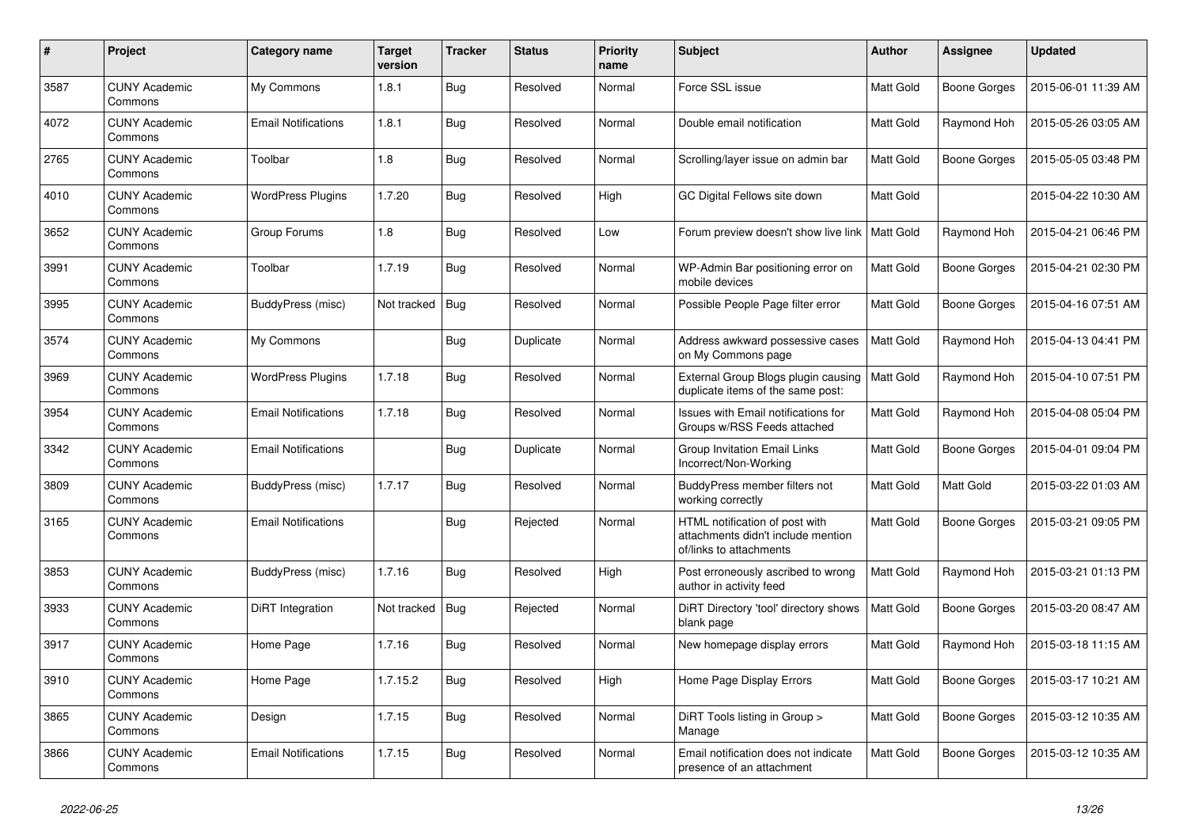| # | Project | Category name | Target version | Tracker | Status | Priority name | Subject | Author | Assignee | Updated |
|---|---|---|---|---|---|---|---|---|---|---|
| 3587 | CUNY Academic Commons | My Commons | 1.8.1 | Bug | Resolved | Normal | Force SSL issue | Matt Gold | Boone Gorges | 2015-06-01 11:39 AM |
| 4072 | CUNY Academic Commons | Email Notifications | 1.8.1 | Bug | Resolved | Normal | Double email notification | Matt Gold | Raymond Hoh | 2015-05-26 03:05 AM |
| 2765 | CUNY Academic Commons | Toolbar | 1.8 | Bug | Resolved | Normal | Scrolling/layer issue on admin bar | Matt Gold | Boone Gorges | 2015-05-05 03:48 PM |
| 4010 | CUNY Academic Commons | WordPress Plugins | 1.7.20 | Bug | Resolved | High | GC Digital Fellows site down | Matt Gold | | 2015-04-22 10:30 AM |
| 3652 | CUNY Academic Commons | Group Forums | 1.8 | Bug | Resolved | Low | Forum preview doesn't show live link | Matt Gold | Raymond Hoh | 2015-04-21 06:46 PM |
| 3991 | CUNY Academic Commons | Toolbar | 1.7.19 | Bug | Resolved | Normal | WP-Admin Bar positioning error on mobile devices | Matt Gold | Boone Gorges | 2015-04-21 02:30 PM |
| 3995 | CUNY Academic Commons | BuddyPress (misc) | Not tracked | Bug | Resolved | Normal | Possible People Page filter error | Matt Gold | Boone Gorges | 2015-04-16 07:51 AM |
| 3574 | CUNY Academic Commons | My Commons | | Bug | Duplicate | Normal | Address awkward possessive cases on My Commons page | Matt Gold | Raymond Hoh | 2015-04-13 04:41 PM |
| 3969 | CUNY Academic Commons | WordPress Plugins | 1.7.18 | Bug | Resolved | Normal | External Group Blogs plugin causing duplicate items of the same post: | Matt Gold | Raymond Hoh | 2015-04-10 07:51 PM |
| 3954 | CUNY Academic Commons | Email Notifications | 1.7.18 | Bug | Resolved | Normal | Issues with Email notifications for Groups w/RSS Feeds attached | Matt Gold | Raymond Hoh | 2015-04-08 05:04 PM |
| 3342 | CUNY Academic Commons | Email Notifications | | Bug | Duplicate | Normal | Group Invitation Email Links Incorrect/Non-Working | Matt Gold | Boone Gorges | 2015-04-01 09:04 PM |
| 3809 | CUNY Academic Commons | BuddyPress (misc) | 1.7.17 | Bug | Resolved | Normal | BuddyPress member filters not working correctly | Matt Gold | Matt Gold | 2015-03-22 01:03 AM |
| 3165 | CUNY Academic Commons | Email Notifications | | Bug | Rejected | Normal | HTML notification of post with attachments didn't include mention of/links to attachments | Matt Gold | Boone Gorges | 2015-03-21 09:05 PM |
| 3853 | CUNY Academic Commons | BuddyPress (misc) | 1.7.16 | Bug | Resolved | High | Post erroneously ascribed to wrong author in activity feed | Matt Gold | Raymond Hoh | 2015-03-21 01:13 PM |
| 3933 | CUNY Academic Commons | DiRT Integration | Not tracked | Bug | Rejected | Normal | DiRT Directory 'tool' directory shows blank page | Matt Gold | Boone Gorges | 2015-03-20 08:47 AM |
| 3917 | CUNY Academic Commons | Home Page | 1.7.16 | Bug | Resolved | Normal | New homepage display errors | Matt Gold | Raymond Hoh | 2015-03-18 11:15 AM |
| 3910 | CUNY Academic Commons | Home Page | 1.7.15.2 | Bug | Resolved | High | Home Page Display Errors | Matt Gold | Boone Gorges | 2015-03-17 10:21 AM |
| 3865 | CUNY Academic Commons | Design | 1.7.15 | Bug | Resolved | Normal | DiRT Tools listing in Group > Manage | Matt Gold | Boone Gorges | 2015-03-12 10:35 AM |
| 3866 | CUNY Academic Commons | Email Notifications | 1.7.15 | Bug | Resolved | Normal | Email notification does not indicate presence of an attachment | Matt Gold | Boone Gorges | 2015-03-12 10:35 AM |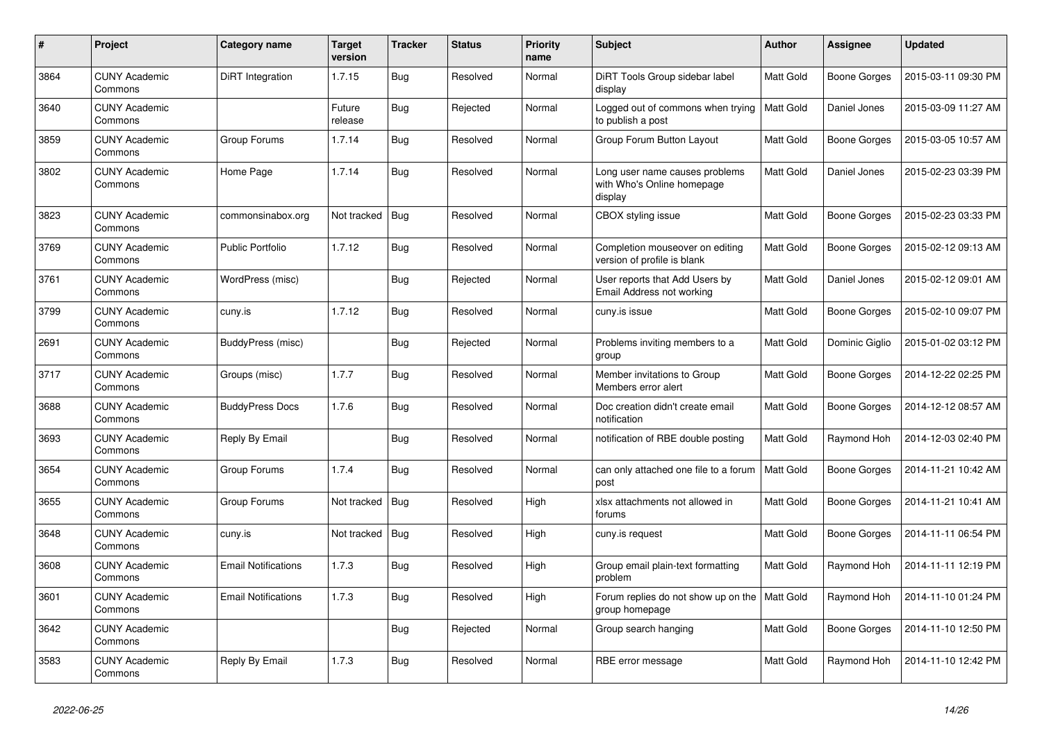| # | Project | Category name | Target version | Tracker | Status | Priority name | Subject | Author | Assignee | Updated |
|---|---|---|---|---|---|---|---|---|---|---|
| 3864 | CUNY Academic Commons | DiRT Integration | 1.7.15 | Bug | Resolved | Normal | DiRT Tools Group sidebar label display | Matt Gold | Boone Gorges | 2015-03-11 09:30 PM |
| 3640 | CUNY Academic Commons | | Future release | Bug | Rejected | Normal | Logged out of commons when trying to publish a post | Matt Gold | Daniel Jones | 2015-03-09 11:27 AM |
| 3859 | CUNY Academic Commons | Group Forums | 1.7.14 | Bug | Resolved | Normal | Group Forum Button Layout | Matt Gold | Boone Gorges | 2015-03-05 10:57 AM |
| 3802 | CUNY Academic Commons | Home Page | 1.7.14 | Bug | Resolved | Normal | Long user name causes problems with Who's Online homepage display | Matt Gold | Daniel Jones | 2015-02-23 03:39 PM |
| 3823 | CUNY Academic Commons | commonsinabox.org | Not tracked | Bug | Resolved | Normal | CBOX styling issue | Matt Gold | Boone Gorges | 2015-02-23 03:33 PM |
| 3769 | CUNY Academic Commons | Public Portfolio | 1.7.12 | Bug | Resolved | Normal | Completion mouseover on editing version of profile is blank | Matt Gold | Boone Gorges | 2015-02-12 09:13 AM |
| 3761 | CUNY Academic Commons | WordPress (misc) | | Bug | Rejected | Normal | User reports that Add Users by Email Address not working | Matt Gold | Daniel Jones | 2015-02-12 09:01 AM |
| 3799 | CUNY Academic Commons | cuny.is | 1.7.12 | Bug | Resolved | Normal | cuny.is issue | Matt Gold | Boone Gorges | 2015-02-10 09:07 PM |
| 2691 | CUNY Academic Commons | BuddyPress (misc) | | Bug | Rejected | Normal | Problems inviting members to a group | Matt Gold | Dominic Giglio | 2015-01-02 03:12 PM |
| 3717 | CUNY Academic Commons | Groups (misc) | 1.7.7 | Bug | Resolved | Normal | Member invitations to Group Members error alert | Matt Gold | Boone Gorges | 2014-12-22 02:25 PM |
| 3688 | CUNY Academic Commons | BuddyPress Docs | 1.7.6 | Bug | Resolved | Normal | Doc creation didn't create email notification | Matt Gold | Boone Gorges | 2014-12-12 08:57 AM |
| 3693 | CUNY Academic Commons | Reply By Email | | Bug | Resolved | Normal | notification of RBE double posting | Matt Gold | Raymond Hoh | 2014-12-03 02:40 PM |
| 3654 | CUNY Academic Commons | Group Forums | 1.7.4 | Bug | Resolved | Normal | can only attached one file to a forum post | Matt Gold | Boone Gorges | 2014-11-21 10:42 AM |
| 3655 | CUNY Academic Commons | Group Forums | Not tracked | Bug | Resolved | High | xlsx attachments not allowed in forums | Matt Gold | Boone Gorges | 2014-11-21 10:41 AM |
| 3648 | CUNY Academic Commons | cuny.is | Not tracked | Bug | Resolved | High | cuny.is request | Matt Gold | Boone Gorges | 2014-11-11 06:54 PM |
| 3608 | CUNY Academic Commons | Email Notifications | 1.7.3 | Bug | Resolved | High | Group email plain-text formatting problem | Matt Gold | Raymond Hoh | 2014-11-11 12:19 PM |
| 3601 | CUNY Academic Commons | Email Notifications | 1.7.3 | Bug | Resolved | High | Forum replies do not show up on the group homepage | Matt Gold | Raymond Hoh | 2014-11-10 01:24 PM |
| 3642 | CUNY Academic Commons | | | Bug | Rejected | Normal | Group search hanging | Matt Gold | Boone Gorges | 2014-11-10 12:50 PM |
| 3583 | CUNY Academic Commons | Reply By Email | 1.7.3 | Bug | Resolved | Normal | RBE error message | Matt Gold | Raymond Hoh | 2014-11-10 12:42 PM |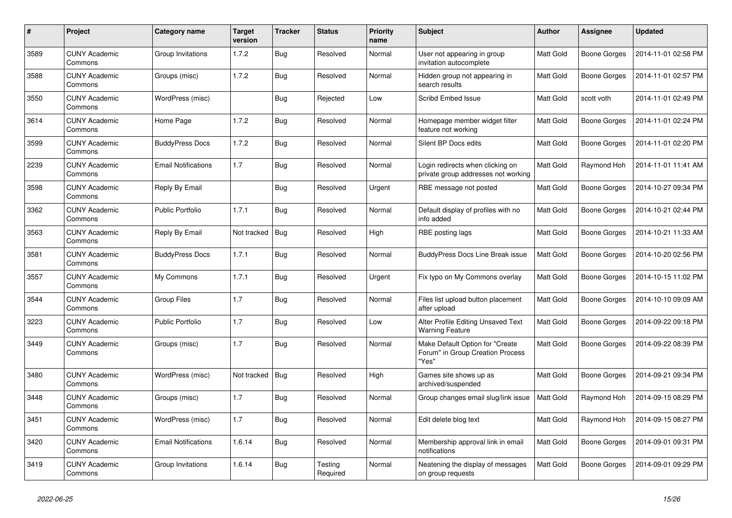| # | Project | Category name | Target version | Tracker | Status | Priority name | Subject | Author | Assignee | Updated |
|---|---|---|---|---|---|---|---|---|---|---|
| 3589 | CUNY Academic Commons | Group Invitations | 1.7.2 | Bug | Resolved | Normal | User not appearing in group invitation autocomplete | Matt Gold | Boone Gorges | 2014-11-01 02:58 PM |
| 3588 | CUNY Academic Commons | Groups (misc) | 1.7.2 | Bug | Resolved | Normal | Hidden group not appearing in search results | Matt Gold | Boone Gorges | 2014-11-01 02:57 PM |
| 3550 | CUNY Academic Commons | WordPress (misc) | | Bug | Rejected | Low | Scribd Embed Issue | Matt Gold | scott voth | 2014-11-01 02:49 PM |
| 3614 | CUNY Academic Commons | Home Page | 1.7.2 | Bug | Resolved | Normal | Homepage member widget filter feature not working | Matt Gold | Boone Gorges | 2014-11-01 02:24 PM |
| 3599 | CUNY Academic Commons | BuddyPress Docs | 1.7.2 | Bug | Resolved | Normal | Silent BP Docs edits | Matt Gold | Boone Gorges | 2014-11-01 02:20 PM |
| 2239 | CUNY Academic Commons | Email Notifications | 1.7 | Bug | Resolved | Normal | Login redirects when clicking on private group addresses not working | Matt Gold | Raymond Hoh | 2014-11-01 11:41 AM |
| 3598 | CUNY Academic Commons | Reply By Email | | Bug | Resolved | Urgent | RBE message not posted | Matt Gold | Boone Gorges | 2014-10-27 09:34 PM |
| 3362 | CUNY Academic Commons | Public Portfolio | 1.7.1 | Bug | Resolved | Normal | Default display of profiles with no info added | Matt Gold | Boone Gorges | 2014-10-21 02:44 PM |
| 3563 | CUNY Academic Commons | Reply By Email | Not tracked | Bug | Resolved | High | RBE posting lags | Matt Gold | Boone Gorges | 2014-10-21 11:33 AM |
| 3581 | CUNY Academic Commons | BuddyPress Docs | 1.7.1 | Bug | Resolved | Normal | BuddyPress Docs Line Break issue | Matt Gold | Boone Gorges | 2014-10-20 02:56 PM |
| 3557 | CUNY Academic Commons | My Commons | 1.7.1 | Bug | Resolved | Urgent | Fix typo on My Commons overlay | Matt Gold | Boone Gorges | 2014-10-15 11:02 PM |
| 3544 | CUNY Academic Commons | Group Files | 1.7 | Bug | Resolved | Normal | Files list upload button placement after upload | Matt Gold | Boone Gorges | 2014-10-10 09:09 AM |
| 3223 | CUNY Academic Commons | Public Portfolio | 1.7 | Bug | Resolved | Low | Alter Profile Editing Unsaved Text Warning Feature | Matt Gold | Boone Gorges | 2014-09-22 09:18 PM |
| 3449 | CUNY Academic Commons | Groups (misc) | 1.7 | Bug | Resolved | Normal | Make Default Option for "Create Forum" in Group Creation Process "Yes" | Matt Gold | Boone Gorges | 2014-09-22 08:39 PM |
| 3480 | CUNY Academic Commons | WordPress (misc) | Not tracked | Bug | Resolved | High | Games site shows up as archived/suspended | Matt Gold | Boone Gorges | 2014-09-21 09:34 PM |
| 3448 | CUNY Academic Commons | Groups (misc) | 1.7 | Bug | Resolved | Normal | Group changes email slug/link issue | Matt Gold | Raymond Hoh | 2014-09-15 08:29 PM |
| 3451 | CUNY Academic Commons | WordPress (misc) | 1.7 | Bug | Resolved | Normal | Edit delete blog text | Matt Gold | Raymond Hoh | 2014-09-15 08:27 PM |
| 3420 | CUNY Academic Commons | Email Notifications | 1.6.14 | Bug | Resolved | Normal | Membership approval link in email notifications | Matt Gold | Boone Gorges | 2014-09-01 09:31 PM |
| 3419 | CUNY Academic Commons | Group Invitations | 1.6.14 | Bug | Testing Required | Normal | Neatening the display of messages on group requests | Matt Gold | Boone Gorges | 2014-09-01 09:29 PM |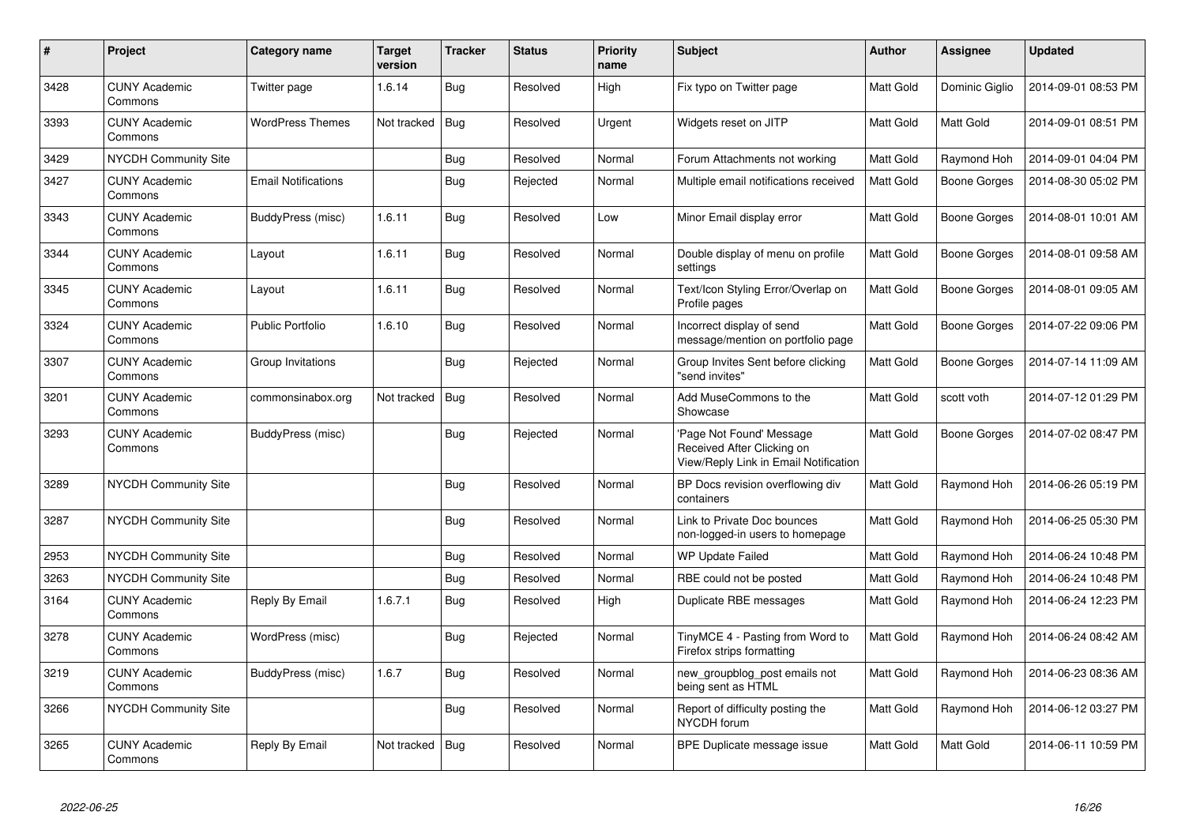| # | Project | Category name | Target version | Tracker | Status | Priority name | Subject | Author | Assignee | Updated |
|---|---|---|---|---|---|---|---|---|---|---|
| 3428 | CUNY Academic Commons | Twitter page | 1.6.14 | Bug | Resolved | High | Fix typo on Twitter page | Matt Gold | Dominic Giglio | 2014-09-01 08:53 PM |
| 3393 | CUNY Academic Commons | WordPress Themes | Not tracked | Bug | Resolved | Urgent | Widgets reset on JITP | Matt Gold | Matt Gold | 2014-09-01 08:51 PM |
| 3429 | NYCDH Community Site | | | Bug | Resolved | Normal | Forum Attachments not working | Matt Gold | Raymond Hoh | 2014-09-01 04:04 PM |
| 3427 | CUNY Academic Commons | Email Notifications | | Bug | Rejected | Normal | Multiple email notifications received | Matt Gold | Boone Gorges | 2014-08-30 05:02 PM |
| 3343 | CUNY Academic Commons | BuddyPress (misc) | 1.6.11 | Bug | Resolved | Low | Minor Email display error | Matt Gold | Boone Gorges | 2014-08-01 10:01 AM |
| 3344 | CUNY Academic Commons | Layout | 1.6.11 | Bug | Resolved | Normal | Double display of menu on profile settings | Matt Gold | Boone Gorges | 2014-08-01 09:58 AM |
| 3345 | CUNY Academic Commons | Layout | 1.6.11 | Bug | Resolved | Normal | Text/Icon Styling Error/Overlap on Profile pages | Matt Gold | Boone Gorges | 2014-08-01 09:05 AM |
| 3324 | CUNY Academic Commons | Public Portfolio | 1.6.10 | Bug | Resolved | Normal | Incorrect display of send message/mention on portfolio page | Matt Gold | Boone Gorges | 2014-07-22 09:06 PM |
| 3307 | CUNY Academic Commons | Group Invitations | | Bug | Rejected | Normal | Group Invites Sent before clicking "send invites" | Matt Gold | Boone Gorges | 2014-07-14 11:09 AM |
| 3201 | CUNY Academic Commons | commonsinabox.org | Not tracked | Bug | Resolved | Normal | Add MuseCommons to the Showcase | Matt Gold | scott voth | 2014-07-12 01:29 PM |
| 3293 | CUNY Academic Commons | BuddyPress (misc) | | Bug | Rejected | Normal | 'Page Not Found' Message Received After Clicking on View/Reply Link in Email Notification | Matt Gold | Boone Gorges | 2014-07-02 08:47 PM |
| 3289 | NYCDH Community Site | | | Bug | Resolved | Normal | BP Docs revision overflowing div containers | Matt Gold | Raymond Hoh | 2014-06-26 05:19 PM |
| 3287 | NYCDH Community Site | | | Bug | Resolved | Normal | Link to Private Doc bounces non-logged-in users to homepage | Matt Gold | Raymond Hoh | 2014-06-25 05:30 PM |
| 2953 | NYCDH Community Site | | | Bug | Resolved | Normal | WP Update Failed | Matt Gold | Raymond Hoh | 2014-06-24 10:48 PM |
| 3263 | NYCDH Community Site | | | Bug | Resolved | Normal | RBE could not be posted | Matt Gold | Raymond Hoh | 2014-06-24 10:48 PM |
| 3164 | CUNY Academic Commons | Reply By Email | 1.6.7.1 | Bug | Resolved | High | Duplicate RBE messages | Matt Gold | Raymond Hoh | 2014-06-24 12:23 PM |
| 3278 | CUNY Academic Commons | WordPress (misc) | | Bug | Rejected | Normal | TinyMCE 4 - Pasting from Word to Firefox strips formatting | Matt Gold | Raymond Hoh | 2014-06-24 08:42 AM |
| 3219 | CUNY Academic Commons | BuddyPress (misc) | 1.6.7 | Bug | Resolved | Normal | new_groupblog_post emails not being sent as HTML | Matt Gold | Raymond Hoh | 2014-06-23 08:36 AM |
| 3266 | NYCDH Community Site | | | Bug | Resolved | Normal | Report of difficulty posting the NYCDH forum | Matt Gold | Raymond Hoh | 2014-06-12 03:27 PM |
| 3265 | CUNY Academic Commons | Reply By Email | Not tracked | Bug | Resolved | Normal | BPE Duplicate message issue | Matt Gold | Matt Gold | 2014-06-11 10:59 PM |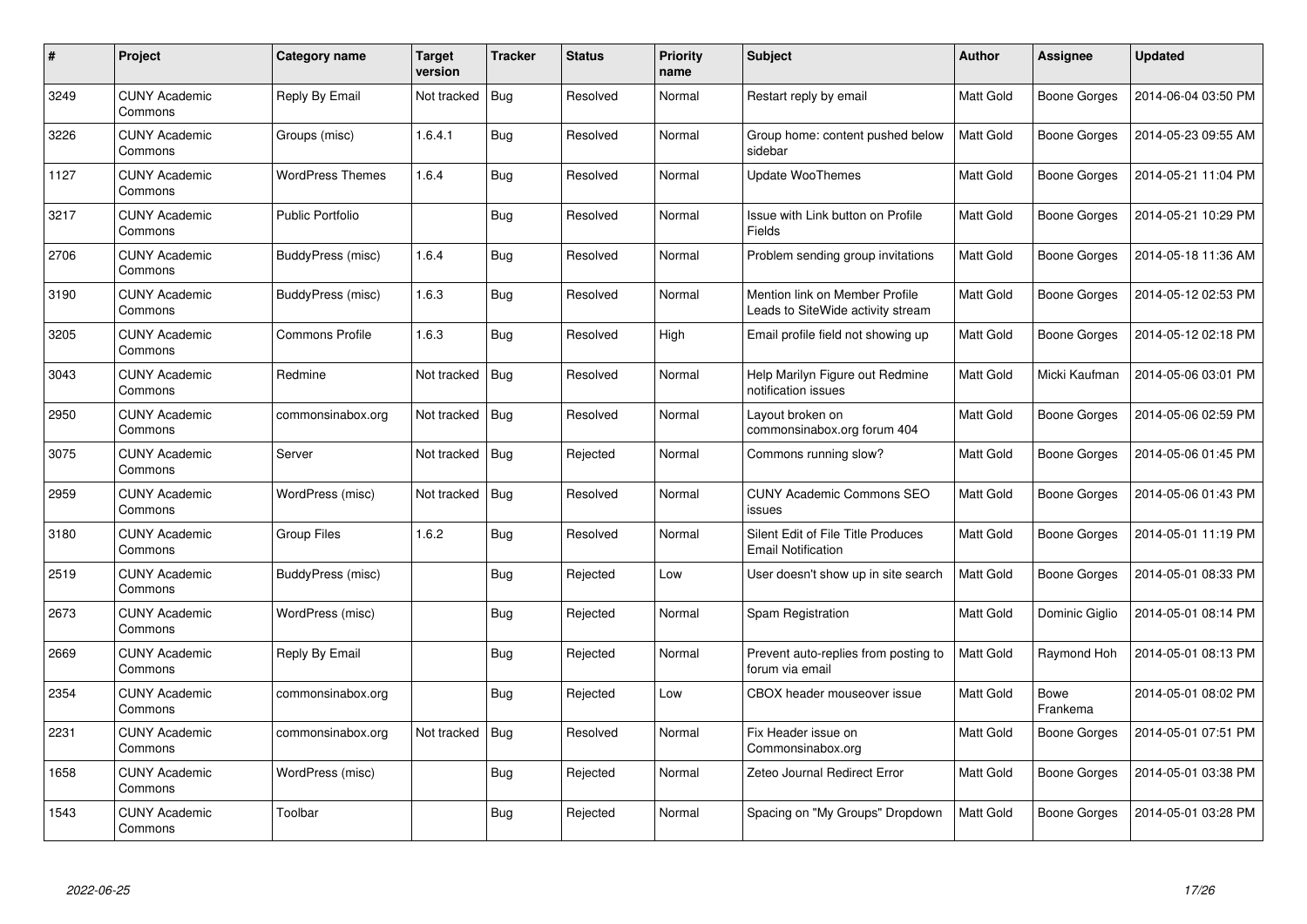| # | Project | Category name | Target version | Tracker | Status | Priority name | Subject | Author | Assignee | Updated |
|---|---|---|---|---|---|---|---|---|---|---|
| 3249 | CUNY Academic Commons | Reply By Email | Not tracked | Bug | Resolved | Normal | Restart reply by email | Matt Gold | Boone Gorges | 2014-06-04 03:50 PM |
| 3226 | CUNY Academic Commons | Groups (misc) | 1.6.4.1 | Bug | Resolved | Normal | Group home: content pushed below sidebar | Matt Gold | Boone Gorges | 2014-05-23 09:55 AM |
| 1127 | CUNY Academic Commons | WordPress Themes | 1.6.4 | Bug | Resolved | Normal | Update WooThemes | Matt Gold | Boone Gorges | 2014-05-21 11:04 PM |
| 3217 | CUNY Academic Commons | Public Portfolio | | Bug | Resolved | Normal | Issue with Link button on Profile Fields | Matt Gold | Boone Gorges | 2014-05-21 10:29 PM |
| 2706 | CUNY Academic Commons | BuddyPress (misc) | 1.6.4 | Bug | Resolved | Normal | Problem sending group invitations | Matt Gold | Boone Gorges | 2014-05-18 11:36 AM |
| 3190 | CUNY Academic Commons | BuddyPress (misc) | 1.6.3 | Bug | Resolved | Normal | Mention link on Member Profile Leads to SiteWide activity stream | Matt Gold | Boone Gorges | 2014-05-12 02:53 PM |
| 3205 | CUNY Academic Commons | Commons Profile | 1.6.3 | Bug | Resolved | High | Email profile field not showing up | Matt Gold | Boone Gorges | 2014-05-12 02:18 PM |
| 3043 | CUNY Academic Commons | Redmine | Not tracked | Bug | Resolved | Normal | Help Marilyn Figure out Redmine notification issues | Matt Gold | Micki Kaufman | 2014-05-06 03:01 PM |
| 2950 | CUNY Academic Commons | commonsinabox.org | Not tracked | Bug | Resolved | Normal | Layout broken on commonsinabox.org forum 404 | Matt Gold | Boone Gorges | 2014-05-06 02:59 PM |
| 3075 | CUNY Academic Commons | Server | Not tracked | Bug | Rejected | Normal | Commons running slow? | Matt Gold | Boone Gorges | 2014-05-06 01:45 PM |
| 2959 | CUNY Academic Commons | WordPress (misc) | Not tracked | Bug | Resolved | Normal | CUNY Academic Commons SEO issues | Matt Gold | Boone Gorges | 2014-05-06 01:43 PM |
| 3180 | CUNY Academic Commons | Group Files | 1.6.2 | Bug | Resolved | Normal | Silent Edit of File Title Produces Email Notification | Matt Gold | Boone Gorges | 2014-05-01 11:19 PM |
| 2519 | CUNY Academic Commons | BuddyPress (misc) | | Bug | Rejected | Low | User doesn't show up in site search | Matt Gold | Boone Gorges | 2014-05-01 08:33 PM |
| 2673 | CUNY Academic Commons | WordPress (misc) | | Bug | Rejected | Normal | Spam Registration | Matt Gold | Dominic Giglio | 2014-05-01 08:14 PM |
| 2669 | CUNY Academic Commons | Reply By Email | | Bug | Rejected | Normal | Prevent auto-replies from posting to forum via email | Matt Gold | Raymond Hoh | 2014-05-01 08:13 PM |
| 2354 | CUNY Academic Commons | commonsinabox.org | | Bug | Rejected | Low | CBOX header mouseover issue | Matt Gold | Bowe Frankema | 2014-05-01 08:02 PM |
| 2231 | CUNY Academic Commons | commonsinabox.org | Not tracked | Bug | Resolved | Normal | Fix Header issue on Commonsinabox.org | Matt Gold | Boone Gorges | 2014-05-01 07:51 PM |
| 1658 | CUNY Academic Commons | WordPress (misc) | | Bug | Rejected | Normal | Zeteo Journal Redirect Error | Matt Gold | Boone Gorges | 2014-05-01 03:38 PM |
| 1543 | CUNY Academic Commons | Toolbar | | Bug | Rejected | Normal | Spacing on "My Groups" Dropdown | Matt Gold | Boone Gorges | 2014-05-01 03:28 PM |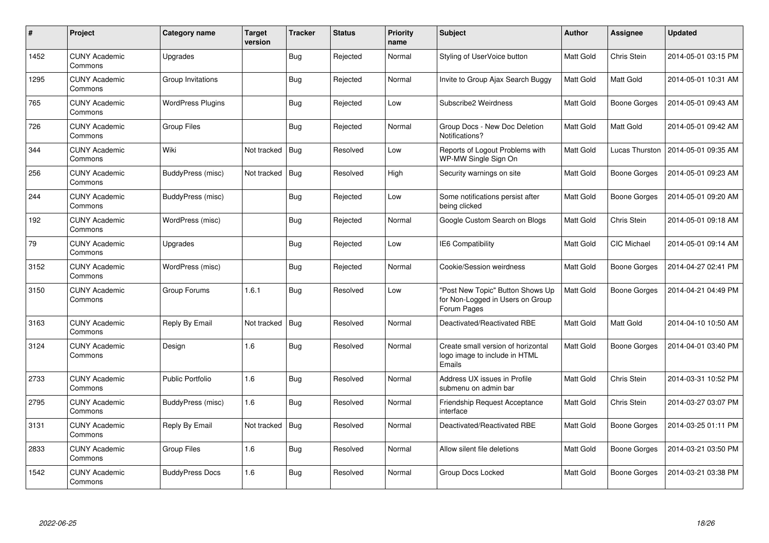| # | Project | Category name | Target version | Tracker | Status | Priority name | Subject | Author | Assignee | Updated |
|---|---|---|---|---|---|---|---|---|---|---|
| 1452 | CUNY Academic Commons | Upgrades | | Bug | Rejected | Normal | Styling of UserVoice button | Matt Gold | Chris Stein | 2014-05-01 03:15 PM |
| 1295 | CUNY Academic Commons | Group Invitations | | Bug | Rejected | Normal | Invite to Group Ajax Search Buggy | Matt Gold | Matt Gold | 2014-05-01 10:31 AM |
| 765 | CUNY Academic Commons | WordPress Plugins | | Bug | Rejected | Low | Subscribe2 Weirdness | Matt Gold | Boone Gorges | 2014-05-01 09:43 AM |
| 726 | CUNY Academic Commons | Group Files | | Bug | Rejected | Normal | Group Docs - New Doc Deletion Notifications? | Matt Gold | Matt Gold | 2014-05-01 09:42 AM |
| 344 | CUNY Academic Commons | Wiki | Not tracked | Bug | Resolved | Low | Reports of Logout Problems with WP-MW Single Sign On | Matt Gold | Lucas Thurston | 2014-05-01 09:35 AM |
| 256 | CUNY Academic Commons | BuddyPress (misc) | Not tracked | Bug | Resolved | High | Security warnings on site | Matt Gold | Boone Gorges | 2014-05-01 09:23 AM |
| 244 | CUNY Academic Commons | BuddyPress (misc) | | Bug | Rejected | Low | Some notifications persist after being clicked | Matt Gold | Boone Gorges | 2014-05-01 09:20 AM |
| 192 | CUNY Academic Commons | WordPress (misc) | | Bug | Rejected | Normal | Google Custom Search on Blogs | Matt Gold | Chris Stein | 2014-05-01 09:18 AM |
| 79 | CUNY Academic Commons | Upgrades | | Bug | Rejected | Low | IE6 Compatibility | Matt Gold | CIC Michael | 2014-05-01 09:14 AM |
| 3152 | CUNY Academic Commons | WordPress (misc) | | Bug | Rejected | Normal | Cookie/Session weirdness | Matt Gold | Boone Gorges | 2014-04-27 02:41 PM |
| 3150 | CUNY Academic Commons | Group Forums | 1.6.1 | Bug | Resolved | Low | "Post New Topic" Button Shows Up for Non-Logged in Users on Group Forum Pages | Matt Gold | Boone Gorges | 2014-04-21 04:49 PM |
| 3163 | CUNY Academic Commons | Reply By Email | Not tracked | Bug | Resolved | Normal | Deactivated/Reactivated RBE | Matt Gold | Matt Gold | 2014-04-10 10:50 AM |
| 3124 | CUNY Academic Commons | Design | 1.6 | Bug | Resolved | Normal | Create small version of horizontal logo image to include in HTML Emails | Matt Gold | Boone Gorges | 2014-04-01 03:40 PM |
| 2733 | CUNY Academic Commons | Public Portfolio | 1.6 | Bug | Resolved | Normal | Address UX issues in Profile submenu on admin bar | Matt Gold | Chris Stein | 2014-03-31 10:52 PM |
| 2795 | CUNY Academic Commons | BuddyPress (misc) | 1.6 | Bug | Resolved | Normal | Friendship Request Acceptance interface | Matt Gold | Chris Stein | 2014-03-27 03:07 PM |
| 3131 | CUNY Academic Commons | Reply By Email | Not tracked | Bug | Resolved | Normal | Deactivated/Reactivated RBE | Matt Gold | Boone Gorges | 2014-03-25 01:11 PM |
| 2833 | CUNY Academic Commons | Group Files | 1.6 | Bug | Resolved | Normal | Allow silent file deletions | Matt Gold | Boone Gorges | 2014-03-21 03:50 PM |
| 1542 | CUNY Academic Commons | BuddyPress Docs | 1.6 | Bug | Resolved | Normal | Group Docs Locked | Matt Gold | Boone Gorges | 2014-03-21 03:38 PM |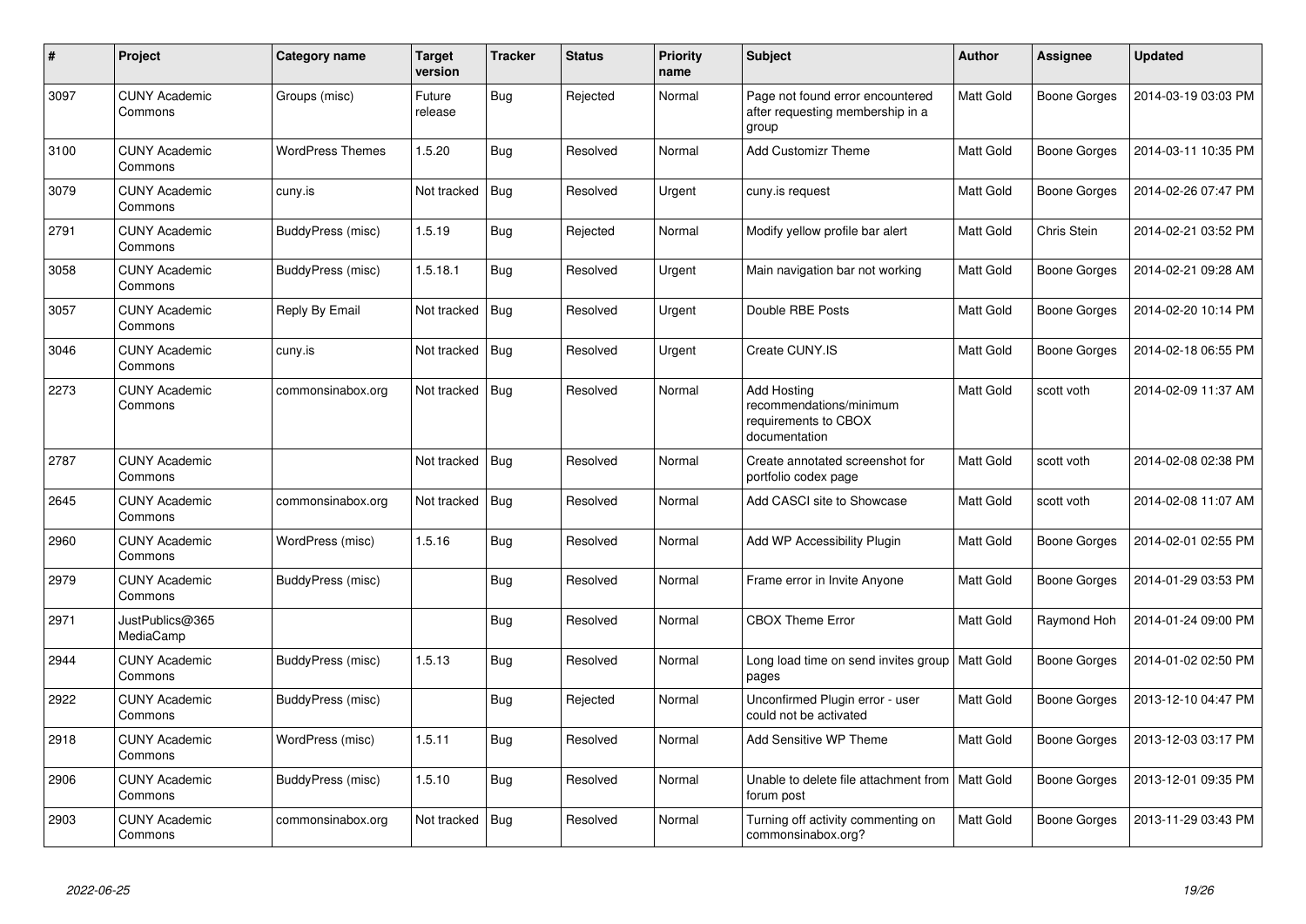| # | Project | Category name | Target version | Tracker | Status | Priority name | Subject | Author | Assignee | Updated |
|---|---|---|---|---|---|---|---|---|---|---|
| 3097 | CUNY Academic Commons | Groups (misc) | Future release | Bug | Rejected | Normal | Page not found error encountered after requesting membership in a group | Matt Gold | Boone Gorges | 2014-03-19 03:03 PM |
| 3100 | CUNY Academic Commons | WordPress Themes | 1.5.20 | Bug | Resolved | Normal | Add Customizr Theme | Matt Gold | Boone Gorges | 2014-03-11 10:35 PM |
| 3079 | CUNY Academic Commons | cuny.is | Not tracked | Bug | Resolved | Urgent | cuny.is request | Matt Gold | Boone Gorges | 2014-02-26 07:47 PM |
| 2791 | CUNY Academic Commons | BuddyPress (misc) | 1.5.19 | Bug | Rejected | Normal | Modify yellow profile bar alert | Matt Gold | Chris Stein | 2014-02-21 03:52 PM |
| 3058 | CUNY Academic Commons | BuddyPress (misc) | 1.5.18.1 | Bug | Resolved | Urgent | Main navigation bar not working | Matt Gold | Boone Gorges | 2014-02-21 09:28 AM |
| 3057 | CUNY Academic Commons | Reply By Email | Not tracked | Bug | Resolved | Urgent | Double RBE Posts | Matt Gold | Boone Gorges | 2014-02-20 10:14 PM |
| 3046 | CUNY Academic Commons | cuny.is | Not tracked | Bug | Resolved | Urgent | Create CUNY.IS | Matt Gold | Boone Gorges | 2014-02-18 06:55 PM |
| 2273 | CUNY Academic Commons | commonsinabox.org | Not tracked | Bug | Resolved | Normal | Add Hosting recommendations/minimum requirements to CBOX documentation | Matt Gold | scott voth | 2014-02-09 11:37 AM |
| 2787 | CUNY Academic Commons | | Not tracked | Bug | Resolved | Normal | Create annotated screenshot for portfolio codex page | Matt Gold | scott voth | 2014-02-08 02:38 PM |
| 2645 | CUNY Academic Commons | commonsinabox.org | Not tracked | Bug | Resolved | Normal | Add CASCI site to Showcase | Matt Gold | scott voth | 2014-02-08 11:07 AM |
| 2960 | CUNY Academic Commons | WordPress (misc) | 1.5.16 | Bug | Resolved | Normal | Add WP Accessibility Plugin | Matt Gold | Boone Gorges | 2014-02-01 02:55 PM |
| 2979 | CUNY Academic Commons | BuddyPress (misc) | | Bug | Resolved | Normal | Frame error in Invite Anyone | Matt Gold | Boone Gorges | 2014-01-29 03:53 PM |
| 2971 | JustPublics@365 MediaCamp | | | Bug | Resolved | Normal | CBOX Theme Error | Matt Gold | Raymond Hoh | 2014-01-24 09:00 PM |
| 2944 | CUNY Academic Commons | BuddyPress (misc) | 1.5.13 | Bug | Resolved | Normal | Long load time on send invites group pages | Matt Gold | Boone Gorges | 2014-01-02 02:50 PM |
| 2922 | CUNY Academic Commons | BuddyPress (misc) | | Bug | Rejected | Normal | Unconfirmed Plugin error - user could not be activated | Matt Gold | Boone Gorges | 2013-12-10 04:47 PM |
| 2918 | CUNY Academic Commons | WordPress (misc) | 1.5.11 | Bug | Resolved | Normal | Add Sensitive WP Theme | Matt Gold | Boone Gorges | 2013-12-03 03:17 PM |
| 2906 | CUNY Academic Commons | BuddyPress (misc) | 1.5.10 | Bug | Resolved | Normal | Unable to delete file attachment from forum post | Matt Gold | Boone Gorges | 2013-12-01 09:35 PM |
| 2903 | CUNY Academic Commons | commonsinabox.org | Not tracked | Bug | Resolved | Normal | Turning off activity commenting on commonsinabox.org? | Matt Gold | Boone Gorges | 2013-11-29 03:43 PM |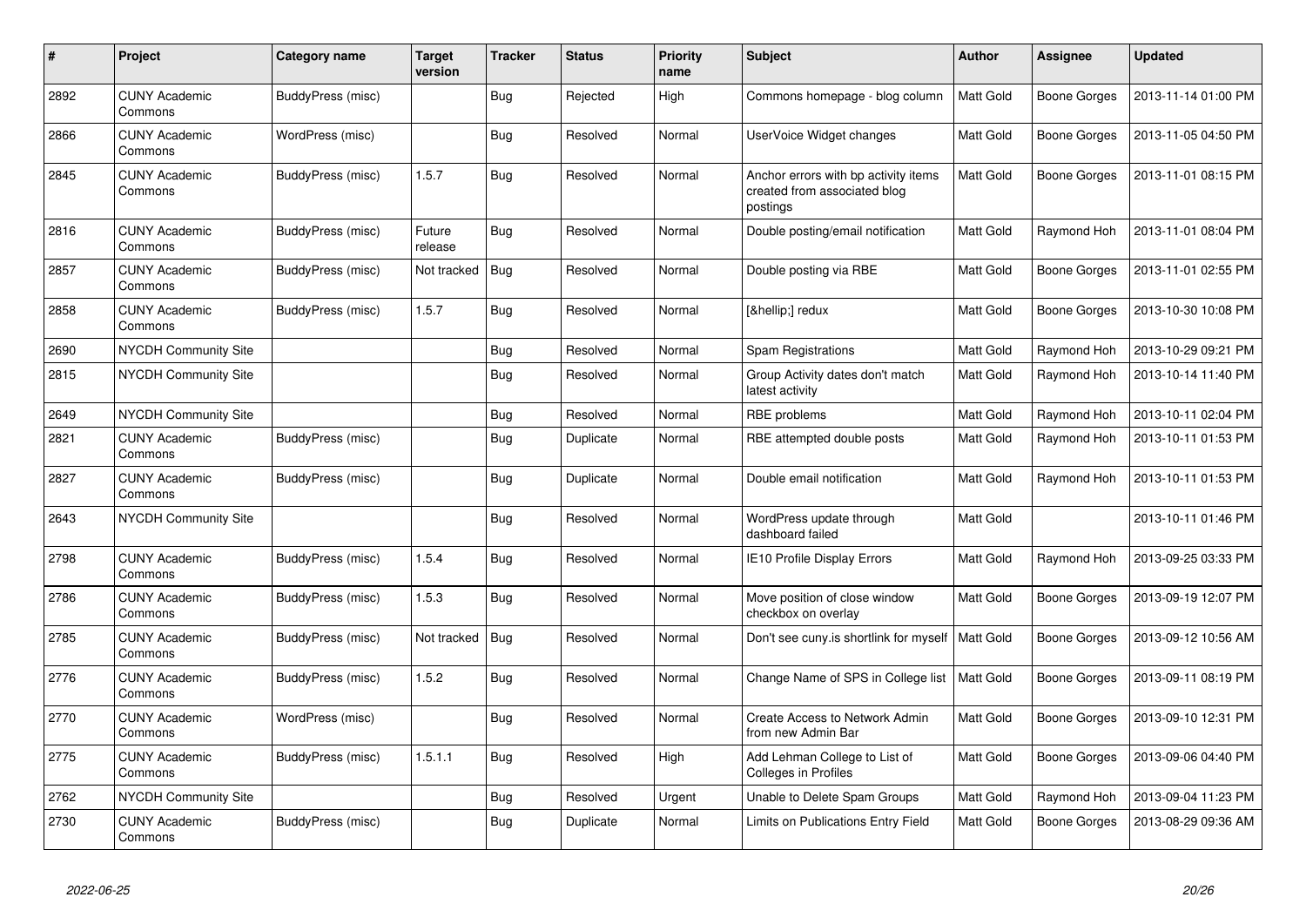| # | Project | Category name | Target version | Tracker | Status | Priority name | Subject | Author | Assignee | Updated |
|---|---|---|---|---|---|---|---|---|---|---|
| 2892 | CUNY Academic Commons | BuddyPress (misc) | | Bug | Rejected | High | Commons homepage - blog column | Matt Gold | Boone Gorges | 2013-11-14 01:00 PM |
| 2866 | CUNY Academic Commons | WordPress (misc) | | Bug | Resolved | Normal | UserVoice Widget changes | Matt Gold | Boone Gorges | 2013-11-05 04:50 PM |
| 2845 | CUNY Academic Commons | BuddyPress (misc) | 1.5.7 | Bug | Resolved | Normal | Anchor errors with bp activity items created from associated blog postings | Matt Gold | Boone Gorges | 2013-11-01 08:15 PM |
| 2816 | CUNY Academic Commons | BuddyPress (misc) | Future release | Bug | Resolved | Normal | Double posting/email notification | Matt Gold | Raymond Hoh | 2013-11-01 08:04 PM |
| 2857 | CUNY Academic Commons | BuddyPress (misc) | Not tracked | Bug | Resolved | Normal | Double posting via RBE | Matt Gold | Boone Gorges | 2013-11-01 02:55 PM |
| 2858 | CUNY Academic Commons | BuddyPress (misc) | 1.5.7 | Bug | Resolved | Normal | [&hellip;] redux | Matt Gold | Boone Gorges | 2013-10-30 10:08 PM |
| 2690 | NYCDH Community Site | | | Bug | Resolved | Normal | Spam Registrations | Matt Gold | Raymond Hoh | 2013-10-29 09:21 PM |
| 2815 | NYCDH Community Site | | | Bug | Resolved | Normal | Group Activity dates don't match latest activity | Matt Gold | Raymond Hoh | 2013-10-14 11:40 PM |
| 2649 | NYCDH Community Site | | | Bug | Resolved | Normal | RBE problems | Matt Gold | Raymond Hoh | 2013-10-11 02:04 PM |
| 2821 | CUNY Academic Commons | BuddyPress (misc) | | Bug | Duplicate | Normal | RBE attempted double posts | Matt Gold | Raymond Hoh | 2013-10-11 01:53 PM |
| 2827 | CUNY Academic Commons | BuddyPress (misc) | | Bug | Duplicate | Normal | Double email notification | Matt Gold | Raymond Hoh | 2013-10-11 01:53 PM |
| 2643 | NYCDH Community Site | | | Bug | Resolved | Normal | WordPress update through dashboard failed | Matt Gold | | 2013-10-11 01:46 PM |
| 2798 | CUNY Academic Commons | BuddyPress (misc) | 1.5.4 | Bug | Resolved | Normal | IE10 Profile Display Errors | Matt Gold | Raymond Hoh | 2013-09-25 03:33 PM |
| 2786 | CUNY Academic Commons | BuddyPress (misc) | 1.5.3 | Bug | Resolved | Normal | Move position of close window checkbox on overlay | Matt Gold | Boone Gorges | 2013-09-19 12:07 PM |
| 2785 | CUNY Academic Commons | BuddyPress (misc) | Not tracked | Bug | Resolved | Normal | Don't see cuny.is shortlink for myself | Matt Gold | Boone Gorges | 2013-09-12 10:56 AM |
| 2776 | CUNY Academic Commons | BuddyPress (misc) | 1.5.2 | Bug | Resolved | Normal | Change Name of SPS in College list | Matt Gold | Boone Gorges | 2013-09-11 08:19 PM |
| 2770 | CUNY Academic Commons | WordPress (misc) | | Bug | Resolved | Normal | Create Access to Network Admin from new Admin Bar | Matt Gold | Boone Gorges | 2013-09-10 12:31 PM |
| 2775 | CUNY Academic Commons | BuddyPress (misc) | 1.5.1.1 | Bug | Resolved | High | Add Lehman College to List of Colleges in Profiles | Matt Gold | Boone Gorges | 2013-09-06 04:40 PM |
| 2762 | NYCDH Community Site | | | Bug | Resolved | Urgent | Unable to Delete Spam Groups | Matt Gold | Raymond Hoh | 2013-09-04 11:23 PM |
| 2730 | CUNY Academic Commons | BuddyPress (misc) | | Bug | Duplicate | Normal | Limits on Publications Entry Field | Matt Gold | Boone Gorges | 2013-08-29 09:36 AM |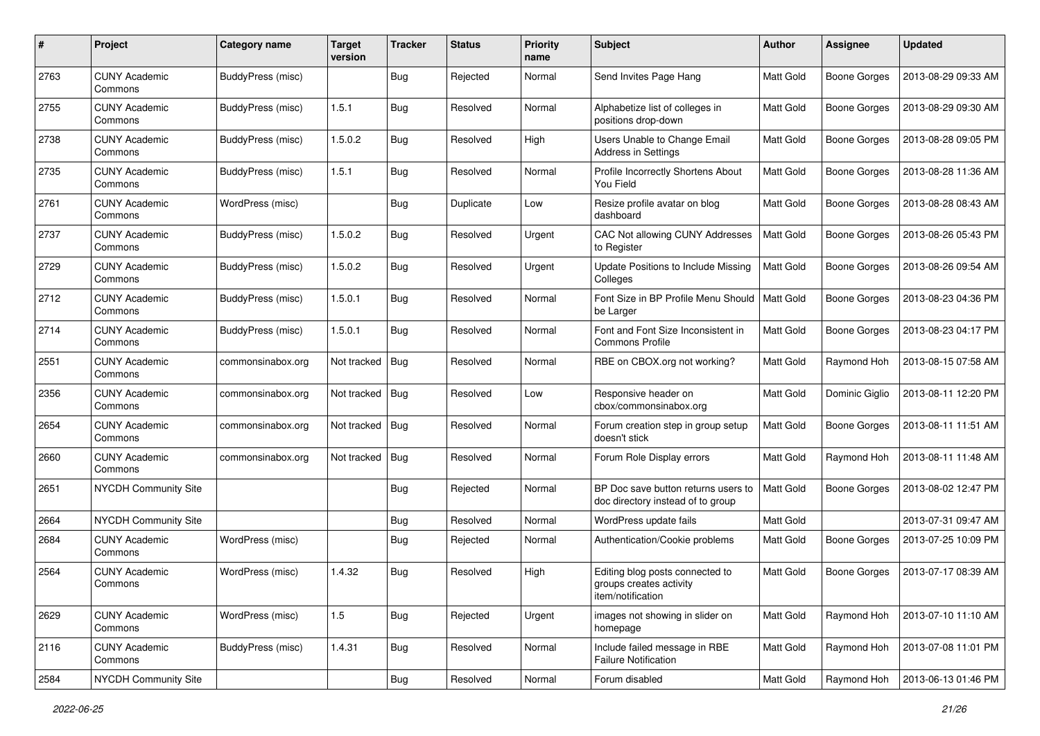| # | Project | Category name | Target version | Tracker | Status | Priority name | Subject | Author | Assignee | Updated |
|---|---|---|---|---|---|---|---|---|---|---|
| 2763 | CUNY Academic Commons | BuddyPress (misc) | | Bug | Rejected | Normal | Send Invites Page Hang | Matt Gold | Boone Gorges | 2013-08-29 09:33 AM |
| 2755 | CUNY Academic Commons | BuddyPress (misc) | 1.5.1 | Bug | Resolved | Normal | Alphabetize list of colleges in positions drop-down | Matt Gold | Boone Gorges | 2013-08-29 09:30 AM |
| 2738 | CUNY Academic Commons | BuddyPress (misc) | 1.5.0.2 | Bug | Resolved | High | Users Unable to Change Email Address in Settings | Matt Gold | Boone Gorges | 2013-08-28 09:05 PM |
| 2735 | CUNY Academic Commons | BuddyPress (misc) | 1.5.1 | Bug | Resolved | Normal | Profile Incorrectly Shortens About You Field | Matt Gold | Boone Gorges | 2013-08-28 11:36 AM |
| 2761 | CUNY Academic Commons | WordPress (misc) | | Bug | Duplicate | Low | Resize profile avatar on blog dashboard | Matt Gold | Boone Gorges | 2013-08-28 08:43 AM |
| 2737 | CUNY Academic Commons | BuddyPress (misc) | 1.5.0.2 | Bug | Resolved | Urgent | CAC Not allowing CUNY Addresses to Register | Matt Gold | Boone Gorges | 2013-08-26 05:43 PM |
| 2729 | CUNY Academic Commons | BuddyPress (misc) | 1.5.0.2 | Bug | Resolved | Urgent | Update Positions to Include Missing Colleges | Matt Gold | Boone Gorges | 2013-08-26 09:54 AM |
| 2712 | CUNY Academic Commons | BuddyPress (misc) | 1.5.0.1 | Bug | Resolved | Normal | Font Size in BP Profile Menu Should be Larger | Matt Gold | Boone Gorges | 2013-08-23 04:36 PM |
| 2714 | CUNY Academic Commons | BuddyPress (misc) | 1.5.0.1 | Bug | Resolved | Normal | Font and Font Size Inconsistent in Commons Profile | Matt Gold | Boone Gorges | 2013-08-23 04:17 PM |
| 2551 | CUNY Academic Commons | commonsinabox.org | Not tracked | Bug | Resolved | Normal | RBE on CBOX.org not working? | Matt Gold | Raymond Hoh | 2013-08-15 07:58 AM |
| 2356 | CUNY Academic Commons | commonsinabox.org | Not tracked | Bug | Resolved | Low | Responsive header on cbox/commonsinabox.org | Matt Gold | Dominic Giglio | 2013-08-11 12:20 PM |
| 2654 | CUNY Academic Commons | commonsinabox.org | Not tracked | Bug | Resolved | Normal | Forum creation step in group setup doesn't stick | Matt Gold | Boone Gorges | 2013-08-11 11:51 AM |
| 2660 | CUNY Academic Commons | commonsinabox.org | Not tracked | Bug | Resolved | Normal | Forum Role Display errors | Matt Gold | Raymond Hoh | 2013-08-11 11:48 AM |
| 2651 | NYCDH Community Site | | | Bug | Rejected | Normal | BP Doc save button returns users to doc directory instead of to group | Matt Gold | Boone Gorges | 2013-08-02 12:47 PM |
| 2664 | NYCDH Community Site | | | Bug | Resolved | Normal | WordPress update fails | Matt Gold | | 2013-07-31 09:47 AM |
| 2684 | CUNY Academic Commons | WordPress (misc) | | Bug | Rejected | Normal | Authentication/Cookie problems | Matt Gold | Boone Gorges | 2013-07-25 10:09 PM |
| 2564 | CUNY Academic Commons | WordPress (misc) | 1.4.32 | Bug | Resolved | High | Editing blog posts connected to groups creates activity item/notification | Matt Gold | Boone Gorges | 2013-07-17 08:39 AM |
| 2629 | CUNY Academic Commons | WordPress (misc) | 1.5 | Bug | Rejected | Urgent | images not showing in slider on homepage | Matt Gold | Raymond Hoh | 2013-07-10 11:10 AM |
| 2116 | CUNY Academic Commons | BuddyPress (misc) | 1.4.31 | Bug | Resolved | Normal | Include failed message in RBE Failure Notification | Matt Gold | Raymond Hoh | 2013-07-08 11:01 PM |
| 2584 | NYCDH Community Site | | | Bug | Resolved | Normal | Forum disabled | Matt Gold | Raymond Hoh | 2013-06-13 01:46 PM |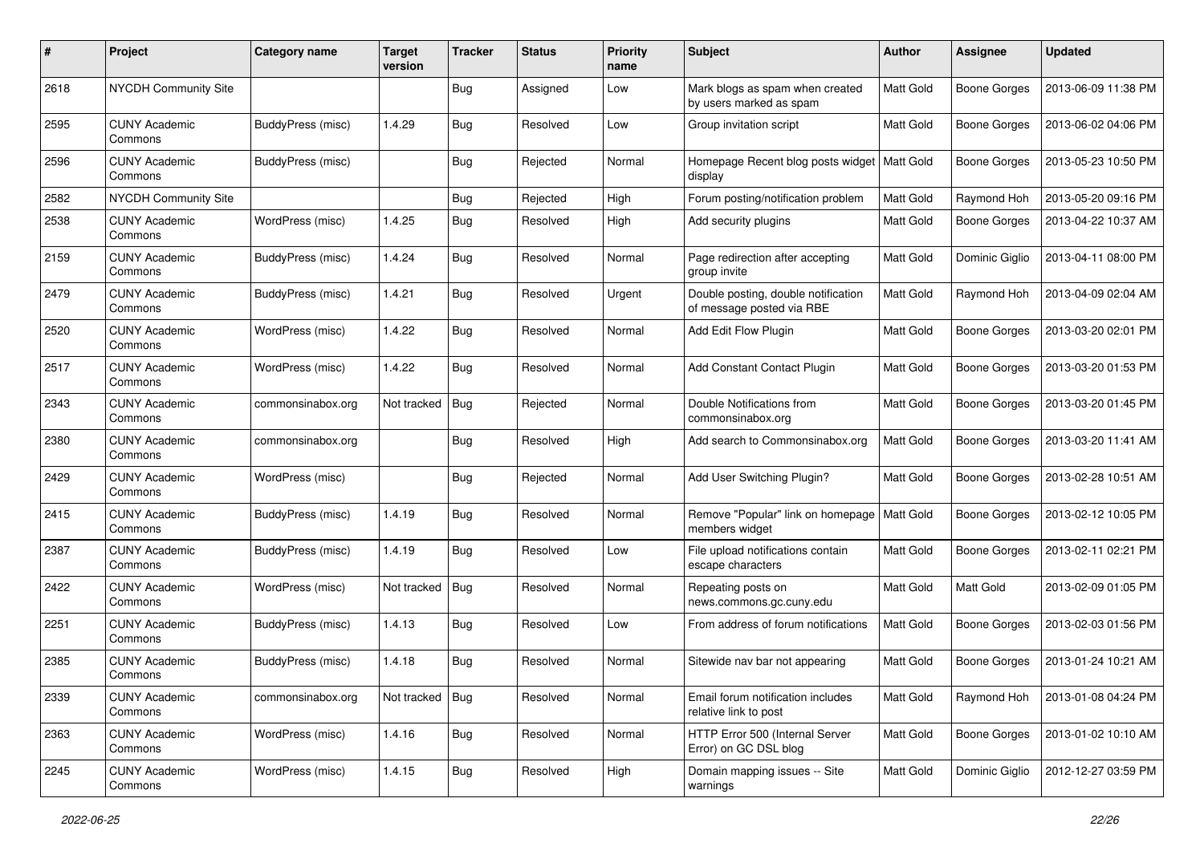| # | Project | Category name | Target version | Tracker | Status | Priority name | Subject | Author | Assignee | Updated |
|---|---|---|---|---|---|---|---|---|---|---|
| 2618 | NYCDH Community Site | | | Bug | Assigned | Low | Mark blogs as spam when created by users marked as spam | Matt Gold | Boone Gorges | 2013-06-09 11:38 PM |
| 2595 | CUNY Academic Commons | BuddyPress (misc) | 1.4.29 | Bug | Resolved | Low | Group invitation script | Matt Gold | Boone Gorges | 2013-06-02 04:06 PM |
| 2596 | CUNY Academic Commons | BuddyPress (misc) | | Bug | Rejected | Normal | Homepage Recent blog posts widget display | Matt Gold | Boone Gorges | 2013-05-23 10:50 PM |
| 2582 | NYCDH Community Site | | | Bug | Rejected | High | Forum posting/notification problem | Matt Gold | Raymond Hoh | 2013-05-20 09:16 PM |
| 2538 | CUNY Academic Commons | WordPress (misc) | 1.4.25 | Bug | Resolved | High | Add security plugins | Matt Gold | Boone Gorges | 2013-04-22 10:37 AM |
| 2159 | CUNY Academic Commons | BuddyPress (misc) | 1.4.24 | Bug | Resolved | Normal | Page redirection after accepting group invite | Matt Gold | Dominic Giglio | 2013-04-11 08:00 PM |
| 2479 | CUNY Academic Commons | BuddyPress (misc) | 1.4.21 | Bug | Resolved | Urgent | Double posting, double notification of message posted via RBE | Matt Gold | Raymond Hoh | 2013-04-09 02:04 AM |
| 2520 | CUNY Academic Commons | WordPress (misc) | 1.4.22 | Bug | Resolved | Normal | Add Edit Flow Plugin | Matt Gold | Boone Gorges | 2013-03-20 02:01 PM |
| 2517 | CUNY Academic Commons | WordPress (misc) | 1.4.22 | Bug | Resolved | Normal | Add Constant Contact Plugin | Matt Gold | Boone Gorges | 2013-03-20 01:53 PM |
| 2343 | CUNY Academic Commons | commonsinabox.org | Not tracked | Bug | Rejected | Normal | Double Notifications from commonsinabox.org | Matt Gold | Boone Gorges | 2013-03-20 01:45 PM |
| 2380 | CUNY Academic Commons | commonsinabox.org | | Bug | Resolved | High | Add search to Commonsinabox.org | Matt Gold | Boone Gorges | 2013-03-20 11:41 AM |
| 2429 | CUNY Academic Commons | WordPress (misc) | | Bug | Rejected | Normal | Add User Switching Plugin? | Matt Gold | Boone Gorges | 2013-02-28 10:51 AM |
| 2415 | CUNY Academic Commons | BuddyPress (misc) | 1.4.19 | Bug | Resolved | Normal | Remove "Popular" link on homepage members widget | Matt Gold | Boone Gorges | 2013-02-12 10:05 PM |
| 2387 | CUNY Academic Commons | BuddyPress (misc) | 1.4.19 | Bug | Resolved | Low | File upload notifications contain escape characters | Matt Gold | Boone Gorges | 2013-02-11 02:21 PM |
| 2422 | CUNY Academic Commons | WordPress (misc) | Not tracked | Bug | Resolved | Normal | Repeating posts on news.commons.gc.cuny.edu | Matt Gold | Matt Gold | 2013-02-09 01:05 PM |
| 2251 | CUNY Academic Commons | BuddyPress (misc) | 1.4.13 | Bug | Resolved | Low | From address of forum notifications | Matt Gold | Boone Gorges | 2013-02-03 01:56 PM |
| 2385 | CUNY Academic Commons | BuddyPress (misc) | 1.4.18 | Bug | Resolved | Normal | Sitewide nav bar not appearing | Matt Gold | Boone Gorges | 2013-01-24 10:21 AM |
| 2339 | CUNY Academic Commons | commonsinabox.org | Not tracked | Bug | Resolved | Normal | Email forum notification includes relative link to post | Matt Gold | Raymond Hoh | 2013-01-08 04:24 PM |
| 2363 | CUNY Academic Commons | WordPress (misc) | 1.4.16 | Bug | Resolved | Normal | HTTP Error 500 (Internal Server Error) on GC DSL blog | Matt Gold | Boone Gorges | 2013-01-02 10:10 AM |
| 2245 | CUNY Academic Commons | WordPress (misc) | 1.4.15 | Bug | Resolved | High | Domain mapping issues -- Site warnings | Matt Gold | Dominic Giglio | 2012-12-27 03:59 PM |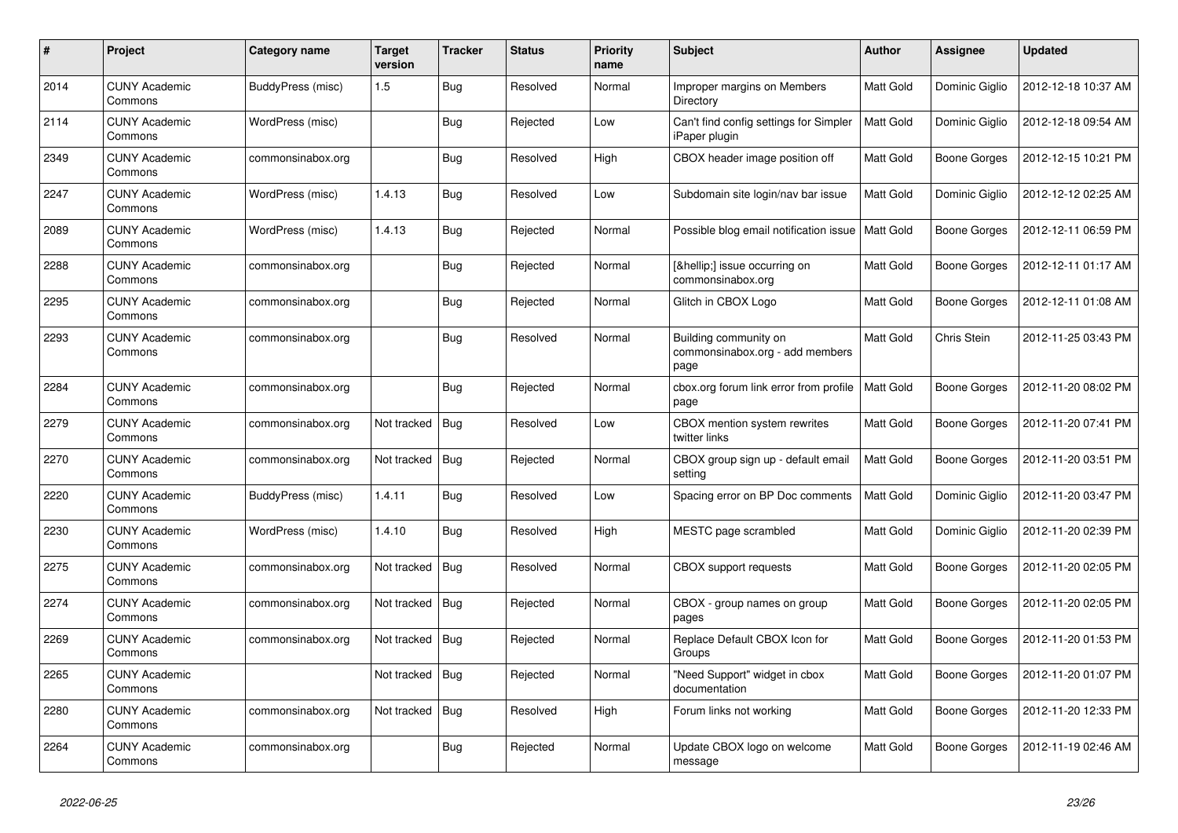| # | Project | Category name | Target version | Tracker | Status | Priority name | Subject | Author | Assignee | Updated |
|---|---|---|---|---|---|---|---|---|---|---|
| 2014 | CUNY Academic Commons | BuddyPress (misc) | 1.5 | Bug | Resolved | Normal | Improper margins on Members Directory | Matt Gold | Dominic Giglio | 2012-12-18 10:37 AM |
| 2114 | CUNY Academic Commons | WordPress (misc) | | Bug | Rejected | Low | Can't find config settings for Simpler iPaper plugin | Matt Gold | Dominic Giglio | 2012-12-18 09:54 AM |
| 2349 | CUNY Academic Commons | commonsinabox.org | | Bug | Resolved | High | CBOX header image position off | Matt Gold | Boone Gorges | 2012-12-15 10:21 PM |
| 2247 | CUNY Academic Commons | WordPress (misc) | 1.4.13 | Bug | Resolved | Low | Subdomain site login/nav bar issue | Matt Gold | Dominic Giglio | 2012-12-12 02:25 AM |
| 2089 | CUNY Academic Commons | WordPress (misc) | 1.4.13 | Bug | Rejected | Normal | Possible blog email notification issue | Matt Gold | Boone Gorges | 2012-12-11 06:59 PM |
| 2288 | CUNY Academic Commons | commonsinabox.org | | Bug | Rejected | Normal | [&hellip;] issue occurring on commonsinabox.org | Matt Gold | Boone Gorges | 2012-12-11 01:17 AM |
| 2295 | CUNY Academic Commons | commonsinabox.org | | Bug | Rejected | Normal | Glitch in CBOX Logo | Matt Gold | Boone Gorges | 2012-12-11 01:08 AM |
| 2293 | CUNY Academic Commons | commonsinabox.org | | Bug | Resolved | Normal | Building community on commonsinabox.org - add members page | Matt Gold | Chris Stein | 2012-11-25 03:43 PM |
| 2284 | CUNY Academic Commons | commonsinabox.org | | Bug | Rejected | Normal | cbox.org forum link error from profile page | Matt Gold | Boone Gorges | 2012-11-20 08:02 PM |
| 2279 | CUNY Academic Commons | commonsinabox.org | Not tracked | Bug | Resolved | Low | CBOX mention system rewrites twitter links | Matt Gold | Boone Gorges | 2012-11-20 07:41 PM |
| 2270 | CUNY Academic Commons | commonsinabox.org | Not tracked | Bug | Rejected | Normal | CBOX group sign up - default email setting | Matt Gold | Boone Gorges | 2012-11-20 03:51 PM |
| 2220 | CUNY Academic Commons | BuddyPress (misc) | 1.4.11 | Bug | Resolved | Low | Spacing error on BP Doc comments | Matt Gold | Dominic Giglio | 2012-11-20 03:47 PM |
| 2230 | CUNY Academic Commons | WordPress (misc) | 1.4.10 | Bug | Resolved | High | MESTC page scrambled | Matt Gold | Dominic Giglio | 2012-11-20 02:39 PM |
| 2275 | CUNY Academic Commons | commonsinabox.org | Not tracked | Bug | Resolved | Normal | CBOX support requests | Matt Gold | Boone Gorges | 2012-11-20 02:05 PM |
| 2274 | CUNY Academic Commons | commonsinabox.org | Not tracked | Bug | Rejected | Normal | CBOX - group names on group pages | Matt Gold | Boone Gorges | 2012-11-20 02:05 PM |
| 2269 | CUNY Academic Commons | commonsinabox.org | Not tracked | Bug | Rejected | Normal | Replace Default CBOX Icon for Groups | Matt Gold | Boone Gorges | 2012-11-20 01:53 PM |
| 2265 | CUNY Academic Commons | | Not tracked | Bug | Rejected | Normal | "Need Support" widget in cbox documentation | Matt Gold | Boone Gorges | 2012-11-20 01:07 PM |
| 2280 | CUNY Academic Commons | commonsinabox.org | Not tracked | Bug | Resolved | High | Forum links not working | Matt Gold | Boone Gorges | 2012-11-20 12:33 PM |
| 2264 | CUNY Academic Commons | commonsinabox.org | | Bug | Rejected | Normal | Update CBOX logo on welcome message | Matt Gold | Boone Gorges | 2012-11-19 02:46 AM |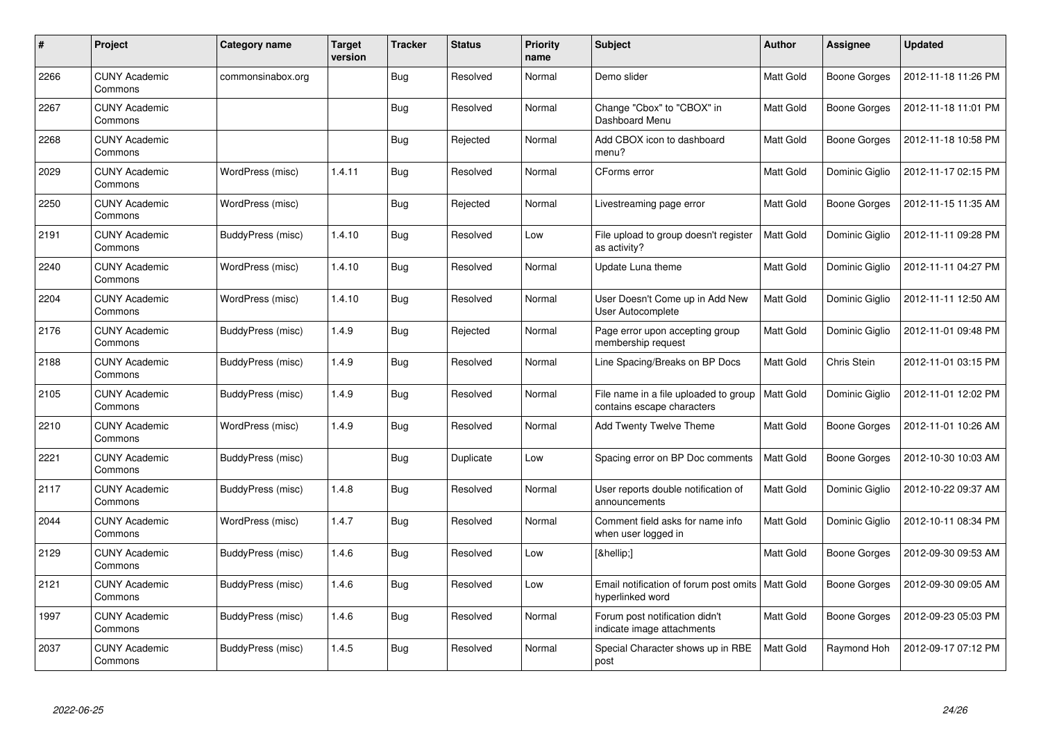| # | Project | Category name | Target version | Tracker | Status | Priority name | Subject | Author | Assignee | Updated |
|---|---|---|---|---|---|---|---|---|---|---|
| 2266 | CUNY Academic Commons | commonsinabox.org | | Bug | Resolved | Normal | Demo slider | Matt Gold | Boone Gorges | 2012-11-18 11:26 PM |
| 2267 | CUNY Academic Commons | | | Bug | Resolved | Normal | Change "Cbox" to "CBOX" in Dashboard Menu | Matt Gold | Boone Gorges | 2012-11-18 11:01 PM |
| 2268 | CUNY Academic Commons | | | Bug | Rejected | Normal | Add CBOX icon to dashboard menu? | Matt Gold | Boone Gorges | 2012-11-18 10:58 PM |
| 2029 | CUNY Academic Commons | WordPress (misc) | 1.4.11 | Bug | Resolved | Normal | CForms error | Matt Gold | Dominic Giglio | 2012-11-17 02:15 PM |
| 2250 | CUNY Academic Commons | WordPress (misc) | | Bug | Rejected | Normal | Livestreaming page error | Matt Gold | Boone Gorges | 2012-11-15 11:35 AM |
| 2191 | CUNY Academic Commons | BuddyPress (misc) | 1.4.10 | Bug | Resolved | Low | File upload to group doesn't register as activity? | Matt Gold | Dominic Giglio | 2012-11-11 09:28 PM |
| 2240 | CUNY Academic Commons | WordPress (misc) | 1.4.10 | Bug | Resolved | Normal | Update Luna theme | Matt Gold | Dominic Giglio | 2012-11-11 04:27 PM |
| 2204 | CUNY Academic Commons | WordPress (misc) | 1.4.10 | Bug | Resolved | Normal | User Doesn't Come up in Add New User Autocomplete | Matt Gold | Dominic Giglio | 2012-11-11 12:50 AM |
| 2176 | CUNY Academic Commons | BuddyPress (misc) | 1.4.9 | Bug | Rejected | Normal | Page error upon accepting group membership request | Matt Gold | Dominic Giglio | 2012-11-01 09:48 PM |
| 2188 | CUNY Academic Commons | BuddyPress (misc) | 1.4.9 | Bug | Resolved | Normal | Line Spacing/Breaks on BP Docs | Matt Gold | Chris Stein | 2012-11-01 03:15 PM |
| 2105 | CUNY Academic Commons | BuddyPress (misc) | 1.4.9 | Bug | Resolved | Normal | File name in a file uploaded to group contains escape characters | Matt Gold | Dominic Giglio | 2012-11-01 12:02 PM |
| 2210 | CUNY Academic Commons | WordPress (misc) | 1.4.9 | Bug | Resolved | Normal | Add Twenty Twelve Theme | Matt Gold | Boone Gorges | 2012-11-01 10:26 AM |
| 2221 | CUNY Academic Commons | BuddyPress (misc) | | Bug | Duplicate | Low | Spacing error on BP Doc comments | Matt Gold | Boone Gorges | 2012-10-30 10:03 AM |
| 2117 | CUNY Academic Commons | BuddyPress (misc) | 1.4.8 | Bug | Resolved | Normal | User reports double notification of announcements | Matt Gold | Dominic Giglio | 2012-10-22 09:37 AM |
| 2044 | CUNY Academic Commons | WordPress (misc) | 1.4.7 | Bug | Resolved | Normal | Comment field asks for name info when user logged in | Matt Gold | Dominic Giglio | 2012-10-11 08:34 PM |
| 2129 | CUNY Academic Commons | BuddyPress (misc) | 1.4.6 | Bug | Resolved | Low | [&hellip;] | Matt Gold | Boone Gorges | 2012-09-30 09:53 AM |
| 2121 | CUNY Academic Commons | BuddyPress (misc) | 1.4.6 | Bug | Resolved | Low | Email notification of forum post omits hyperlinked word | Matt Gold | Boone Gorges | 2012-09-30 09:05 AM |
| 1997 | CUNY Academic Commons | BuddyPress (misc) | 1.4.6 | Bug | Resolved | Normal | Forum post notification didn't indicate image attachments | Matt Gold | Boone Gorges | 2012-09-23 05:03 PM |
| 2037 | CUNY Academic Commons | BuddyPress (misc) | 1.4.5 | Bug | Resolved | Normal | Special Character shows up in RBE post | Matt Gold | Raymond Hoh | 2012-09-17 07:12 PM |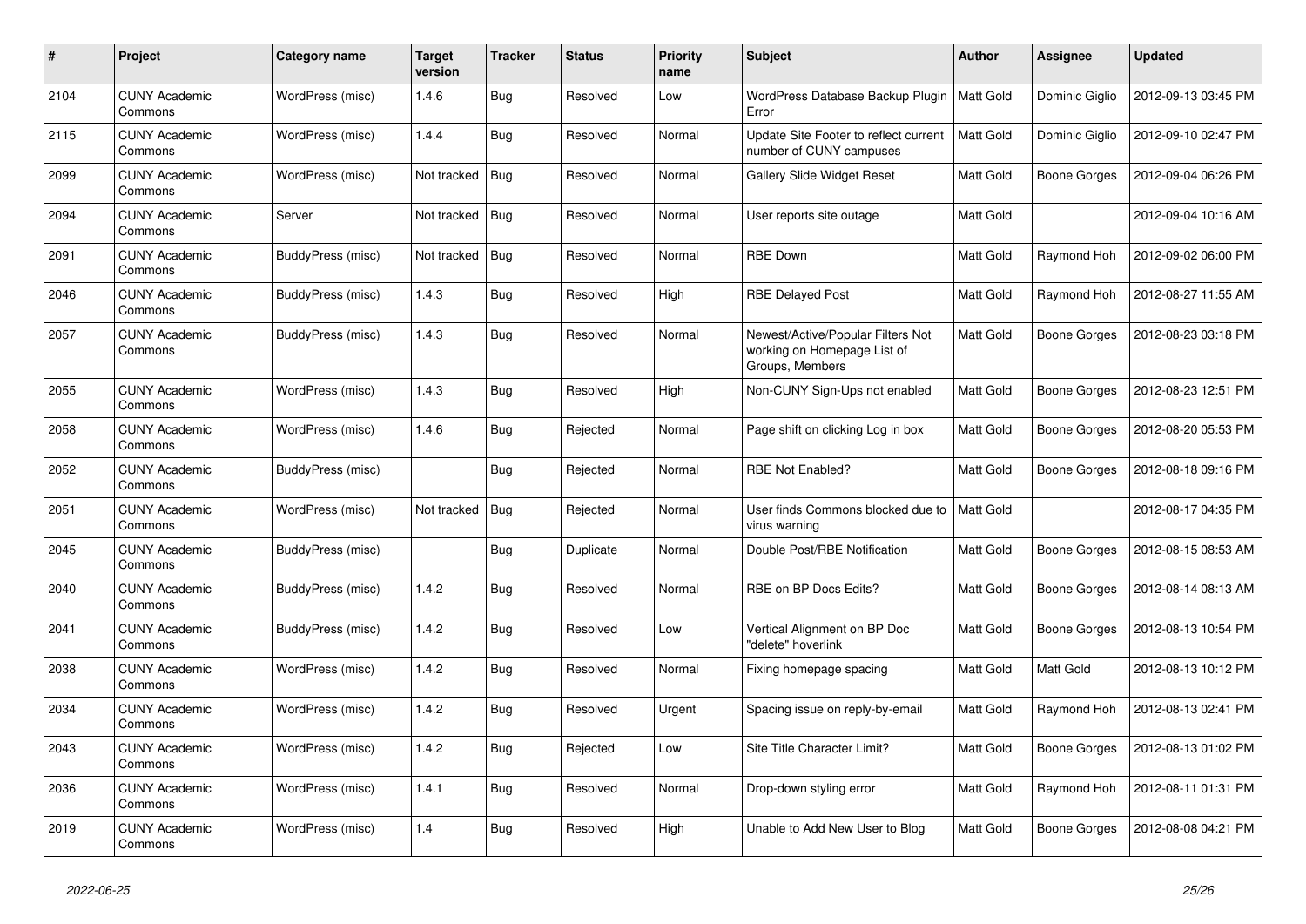| # | Project | Category name | Target version | Tracker | Status | Priority name | Subject | Author | Assignee | Updated |
|---|---|---|---|---|---|---|---|---|---|---|
| 2104 | CUNY Academic Commons | WordPress (misc) | 1.4.6 | Bug | Resolved | Low | WordPress Database Backup Plugin Error | Matt Gold | Dominic Giglio | 2012-09-13 03:45 PM |
| 2115 | CUNY Academic Commons | WordPress (misc) | 1.4.4 | Bug | Resolved | Normal | Update Site Footer to reflect current number of CUNY campuses | Matt Gold | Dominic Giglio | 2012-09-10 02:47 PM |
| 2099 | CUNY Academic Commons | WordPress (misc) | Not tracked | Bug | Resolved | Normal | Gallery Slide Widget Reset | Matt Gold | Boone Gorges | 2012-09-04 06:26 PM |
| 2094 | CUNY Academic Commons | Server | Not tracked | Bug | Resolved | Normal | User reports site outage | Matt Gold | | 2012-09-04 10:16 AM |
| 2091 | CUNY Academic Commons | BuddyPress (misc) | Not tracked | Bug | Resolved | Normal | RBE Down | Matt Gold | Raymond Hoh | 2012-09-02 06:00 PM |
| 2046 | CUNY Academic Commons | BuddyPress (misc) | 1.4.3 | Bug | Resolved | High | RBE Delayed Post | Matt Gold | Raymond Hoh | 2012-08-27 11:55 AM |
| 2057 | CUNY Academic Commons | BuddyPress (misc) | 1.4.3 | Bug | Resolved | Normal | Newest/Active/Popular Filters Not working on Homepage List of Groups, Members | Matt Gold | Boone Gorges | 2012-08-23 03:18 PM |
| 2055 | CUNY Academic Commons | WordPress (misc) | 1.4.3 | Bug | Resolved | High | Non-CUNY Sign-Ups not enabled | Matt Gold | Boone Gorges | 2012-08-23 12:51 PM |
| 2058 | CUNY Academic Commons | WordPress (misc) | 1.4.6 | Bug | Rejected | Normal | Page shift on clicking Log in box | Matt Gold | Boone Gorges | 2012-08-20 05:53 PM |
| 2052 | CUNY Academic Commons | BuddyPress (misc) | | Bug | Rejected | Normal | RBE Not Enabled? | Matt Gold | Boone Gorges | 2012-08-18 09:16 PM |
| 2051 | CUNY Academic Commons | WordPress (misc) | Not tracked | Bug | Rejected | Normal | User finds Commons blocked due to virus warning | Matt Gold | | 2012-08-17 04:35 PM |
| 2045 | CUNY Academic Commons | BuddyPress (misc) | | Bug | Duplicate | Normal | Double Post/RBE Notification | Matt Gold | Boone Gorges | 2012-08-15 08:53 AM |
| 2040 | CUNY Academic Commons | BuddyPress (misc) | 1.4.2 | Bug | Resolved | Normal | RBE on BP Docs Edits? | Matt Gold | Boone Gorges | 2012-08-14 08:13 AM |
| 2041 | CUNY Academic Commons | BuddyPress (misc) | 1.4.2 | Bug | Resolved | Low | Vertical Alignment on BP Doc "delete" hoverlink | Matt Gold | Boone Gorges | 2012-08-13 10:54 PM |
| 2038 | CUNY Academic Commons | WordPress (misc) | 1.4.2 | Bug | Resolved | Normal | Fixing homepage spacing | Matt Gold | Matt Gold | 2012-08-13 10:12 PM |
| 2034 | CUNY Academic Commons | WordPress (misc) | 1.4.2 | Bug | Resolved | Urgent | Spacing issue on reply-by-email | Matt Gold | Raymond Hoh | 2012-08-13 02:41 PM |
| 2043 | CUNY Academic Commons | WordPress (misc) | 1.4.2 | Bug | Rejected | Low | Site Title Character Limit? | Matt Gold | Boone Gorges | 2012-08-13 01:02 PM |
| 2036 | CUNY Academic Commons | WordPress (misc) | 1.4.1 | Bug | Resolved | Normal | Drop-down styling error | Matt Gold | Raymond Hoh | 2012-08-11 01:31 PM |
| 2019 | CUNY Academic Commons | WordPress (misc) | 1.4 | Bug | Resolved | High | Unable to Add New User to Blog | Matt Gold | Boone Gorges | 2012-08-08 04:21 PM |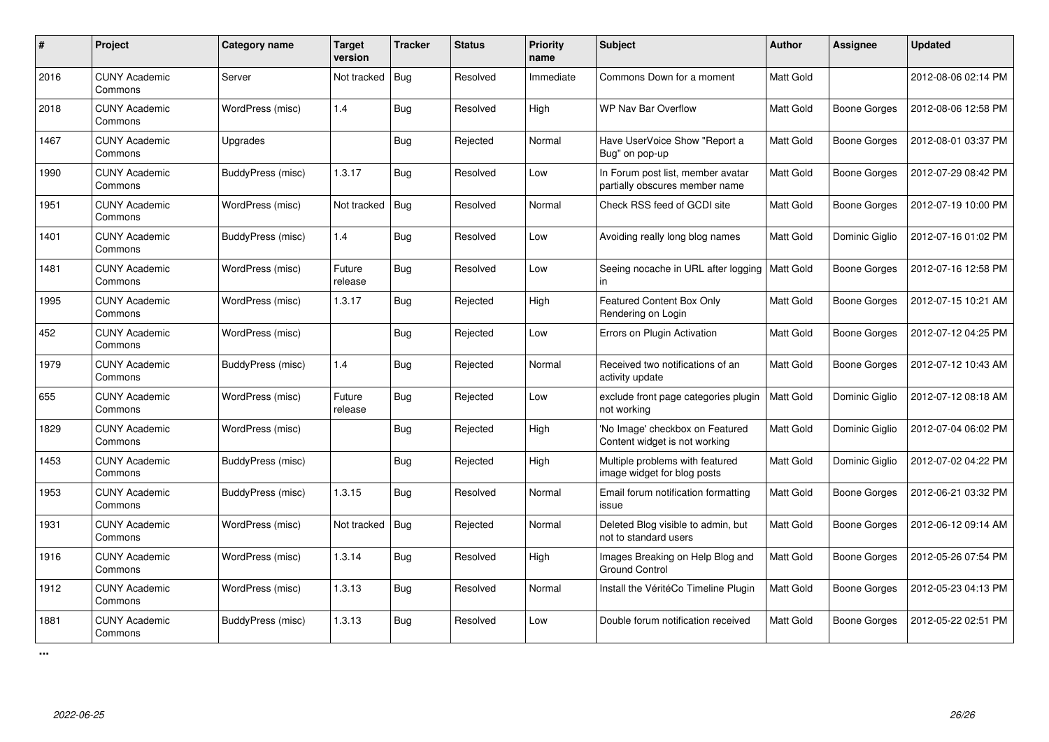| # | Project | Category name | Target version | Tracker | Status | Priority name | Subject | Author | Assignee | Updated |
|---|---|---|---|---|---|---|---|---|---|---|
| 2016 | CUNY Academic Commons | Server | Not tracked | Bug | Resolved | Immediate | Commons Down for a moment | Matt Gold | | 2012-08-06 02:14 PM |
| 2018 | CUNY Academic Commons | WordPress (misc) | 1.4 | Bug | Resolved | High | WP Nav Bar Overflow | Matt Gold | Boone Gorges | 2012-08-06 12:58 PM |
| 1467 | CUNY Academic Commons | Upgrades | | Bug | Rejected | Normal | Have UserVoice Show "Report a Bug" on pop-up | Matt Gold | Boone Gorges | 2012-08-01 03:37 PM |
| 1990 | CUNY Academic Commons | BuddyPress (misc) | 1.3.17 | Bug | Resolved | Low | In Forum post list, member avatar partially obscures member name | Matt Gold | Boone Gorges | 2012-07-29 08:42 PM |
| 1951 | CUNY Academic Commons | WordPress (misc) | Not tracked | Bug | Resolved | Normal | Check RSS feed of GCDI site | Matt Gold | Boone Gorges | 2012-07-19 10:00 PM |
| 1401 | CUNY Academic Commons | BuddyPress (misc) | 1.4 | Bug | Resolved | Low | Avoiding really long blog names | Matt Gold | Dominic Giglio | 2012-07-16 01:02 PM |
| 1481 | CUNY Academic Commons | WordPress (misc) | Future release | Bug | Resolved | Low | Seeing nocache in URL after logging in | Matt Gold | Boone Gorges | 2012-07-16 12:58 PM |
| 1995 | CUNY Academic Commons | WordPress (misc) | 1.3.17 | Bug | Rejected | High | Featured Content Box Only Rendering on Login | Matt Gold | Boone Gorges | 2012-07-15 10:21 AM |
| 452 | CUNY Academic Commons | WordPress (misc) | | Bug | Rejected | Low | Errors on Plugin Activation | Matt Gold | Boone Gorges | 2012-07-12 04:25 PM |
| 1979 | CUNY Academic Commons | BuddyPress (misc) | 1.4 | Bug | Rejected | Normal | Received two notifications of an activity update | Matt Gold | Boone Gorges | 2012-07-12 10:43 AM |
| 655 | CUNY Academic Commons | WordPress (misc) | Future release | Bug | Rejected | Low | exclude front page categories plugin not working | Matt Gold | Dominic Giglio | 2012-07-12 08:18 AM |
| 1829 | CUNY Academic Commons | WordPress (misc) | | Bug | Rejected | High | 'No Image' checkbox on Featured Content widget is not working | Matt Gold | Dominic Giglio | 2012-07-04 06:02 PM |
| 1453 | CUNY Academic Commons | BuddyPress (misc) | | Bug | Rejected | High | Multiple problems with featured image widget for blog posts | Matt Gold | Dominic Giglio | 2012-07-02 04:22 PM |
| 1953 | CUNY Academic Commons | BuddyPress (misc) | 1.3.15 | Bug | Resolved | Normal | Email forum notification formatting issue | Matt Gold | Boone Gorges | 2012-06-21 03:32 PM |
| 1931 | CUNY Academic Commons | WordPress (misc) | Not tracked | Bug | Rejected | Normal | Deleted Blog visible to admin, but not to standard users | Matt Gold | Boone Gorges | 2012-06-12 09:14 AM |
| 1916 | CUNY Academic Commons | WordPress (misc) | 1.3.14 | Bug | Resolved | High | Images Breaking on Help Blog and Ground Control | Matt Gold | Boone Gorges | 2012-05-26 07:54 PM |
| 1912 | CUNY Academic Commons | WordPress (misc) | 1.3.13 | Bug | Resolved | Normal | Install the VéritéCo Timeline Plugin | Matt Gold | Boone Gorges | 2012-05-23 04:13 PM |
| 1881 | CUNY Academic Commons | BuddyPress (misc) | 1.3.13 | Bug | Resolved | Low | Double forum notification received | Matt Gold | Boone Gorges | 2012-05-22 02:51 PM |

...